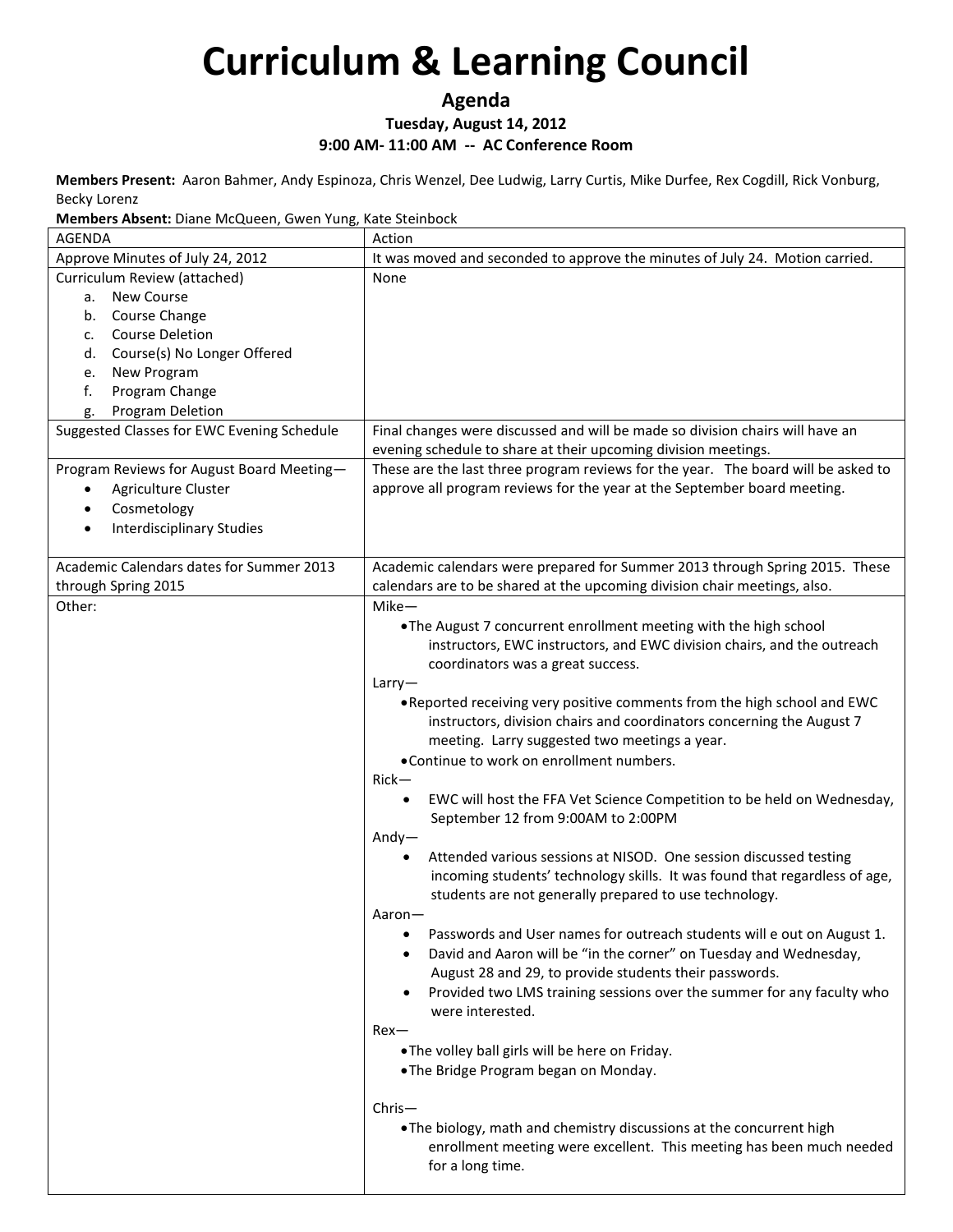# Curriculum & Learning Council

**Agenda**

**Tuesday, August 14, 2012**

**9:00 AM- 11:00 AM -- AC Conference Room**

**Members Present:** Aaron Bahmer, Andy Espinoza, Chris Wenzel, Dee Ludwig, Larry Curtis, Mike Durfee, Rex Cogdill, Rick Vonburg, Becky Lorenz

**Members Absent:** Diane McQueen, Gwen Yung, Kate Steinbock

| AGENDA | Action |
|---|---|
| Approve Minutes of July 24, 2012 | It was moved and seconded to approve the minutes of July 24. Motion carried. |
| Curriculum Review (attached)<br>a. New Course<br>b. Course Change<br>c. Course Deletion<br>d. Course(s) No Longer Offered<br>e. New Program<br>f. Program Change<br>g. Program Deletion | None |
| Suggested Classes for EWC Evening Schedule | Final changes were discussed and will be made so division chairs will have an evening schedule to share at their upcoming division meetings. |
| Program Reviews for August Board Meeting—<br>• Agriculture Cluster<br>• Cosmetology<br>• Interdisciplinary Studies | These are the last three program reviews for the year. The board will be asked to approve all program reviews for the year at the September board meeting. |
| Academic Calendars dates for Summer 2013 through Spring 2015 | Academic calendars were prepared for Summer 2013 through Spring 2015. These calendars are to be shared at the upcoming division chair meetings, also. |
| Other: | Mike—<br>• The August 7 concurrent enrollment meeting with the high school instructors, EWC instructors, and EWC division chairs, and the outreach coordinators was a great success.<br>Larry—<br>• Reported receiving very positive comments from the high school and EWC instructors, division chairs and coordinators concerning the August 7 meeting. Larry suggested two meetings a year.<br>• Continue to work on enrollment numbers.<br>Rick—<br>• EWC will host the FFA Vet Science Competition to be held on Wednesday, September 12 from 9:00AM to 2:00PM<br>Andy—<br>• Attended various sessions at NISOD. One session discussed testing incoming students' technology skills. It was found that regardless of age, students are not generally prepared to use technology.<br>Aaron—<br>• Passwords and User names for outreach students will e out on August 1.<br>• David and Aaron will be "in the corner" on Tuesday and Wednesday, August 28 and 29, to provide students their passwords.<br>• Provided two LMS training sessions over the summer for any faculty who were interested.<br>Rex—<br>• The volley ball girls will be here on Friday.<br>• The Bridge Program began on Monday.<br><br>Chris—<br>• The biology, math and chemistry discussions at the concurrent high enrollment meeting were excellent. This meeting has been much needed for a long time. |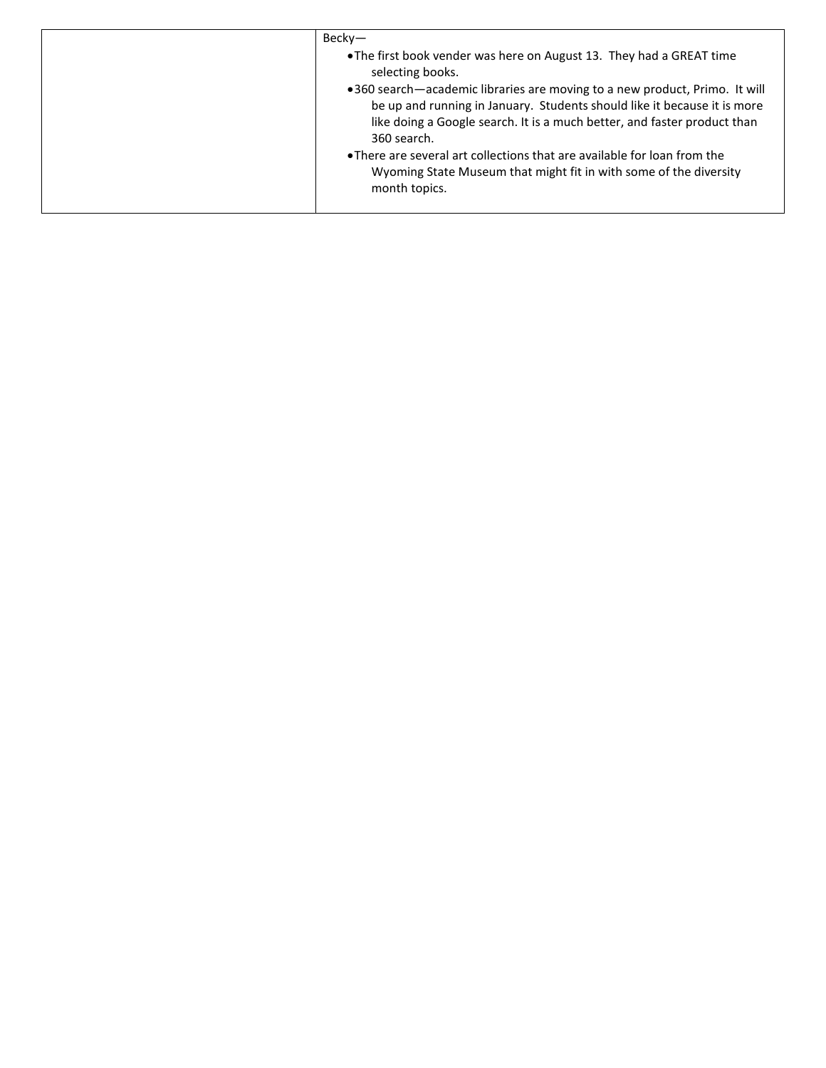| | |
|---|---|
| | Becky—<br>• The first book vender was here on August 13. They had a GREAT time selecting books.<br>• 360 search—academic libraries are moving to a new product, Primo. It will be up and running in January. Students should like it because it is more like doing a Google search. It is a much better, and faster product than 360 search.<br>• There are several art collections that are available for loan from the Wyoming State Museum that might fit in with some of the diversity month topics. |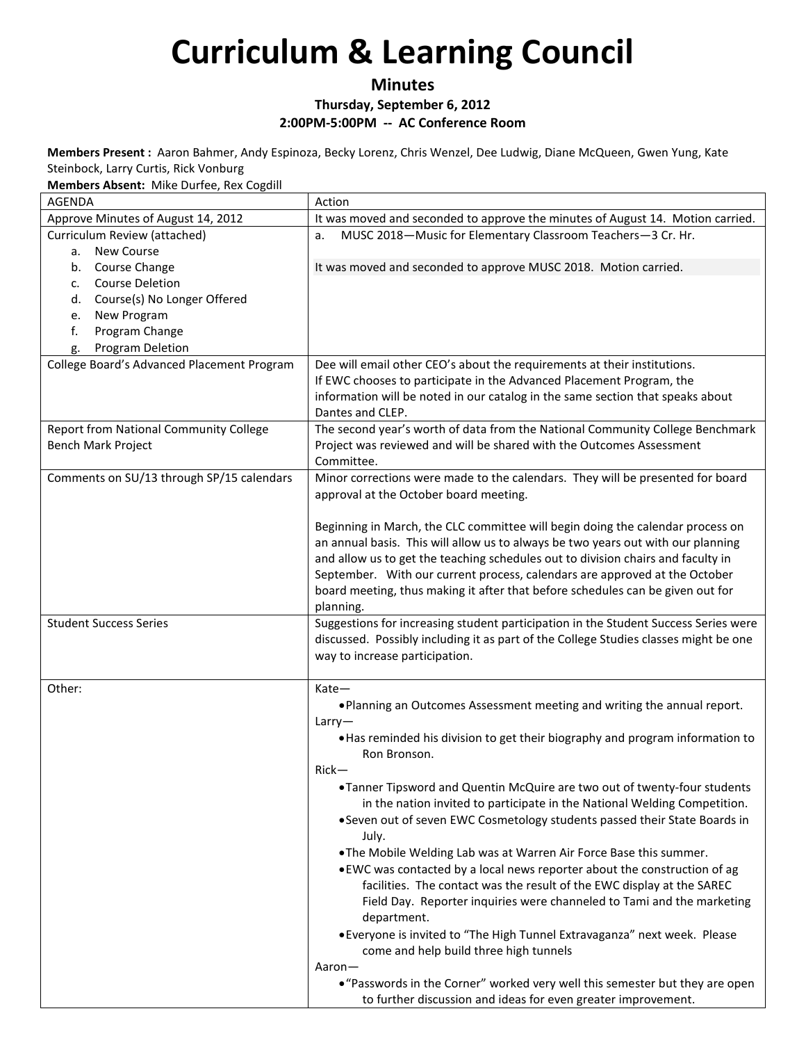# Curriculum & Learning Council

### Minutes

**Thursday, September 6, 2012**

**2:00PM-5:00PM -- AC Conference Room**

**Members Present :** Aaron Bahmer, Andy Espinoza, Becky Lorenz, Chris Wenzel, Dee Ludwig, Diane McQueen, Gwen Yung, Kate Steinbock, Larry Curtis, Rick Vonburg

**Members Absent:** Mike Durfee, Rex Cogdill

| AGENDA | Action |
|---|---|
| Approve Minutes of August 14, 2012 | It was moved and seconded to approve the minutes of August 14. Motion carried. |
| Curriculum Review (attached)<br>a. New Course<br>b. Course Change<br>c. Course Deletion<br>d. Course(s) No Longer Offered<br>e. New Program<br>f. Program Change<br>g. Program Deletion | a. MUSC 2018—Music for Elementary Classroom Teachers—3 Cr. Hr.<br><br>It was moved and seconded to approve MUSC 2018. Motion carried. |
| College Board's Advanced Placement Program | Dee will email other CEO's about the requirements at their institutions.<br>If EWC chooses to participate in the Advanced Placement Program, the information will be noted in our catalog in the same section that speaks about Dantes and CLEP. |
| Report from National Community College Bench Mark Project | The second year's worth of data from the National Community College Benchmark Project was reviewed and will be shared with the Outcomes Assessment Committee. |
| Comments on SU/13 through SP/15 calendars | Minor corrections were made to the calendars. They will be presented for board approval at the October board meeting.<br><br>Beginning in March, the CLC committee will begin doing the calendar process on an annual basis. This will allow us to always be two years out with our planning and allow us to get the teaching schedules out to division chairs and faculty in September. With our current process, calendars are approved at the October board meeting, thus making it after that before schedules can be given out for planning. |
| Student Success Series | Suggestions for increasing student participation in the Student Success Series were discussed. Possibly including it as part of the College Studies classes might be one way to increase participation. |
| Other: | Kate—<br>• Planning an Outcomes Assessment meeting and writing the annual report.<br>Larry—<br>• Has reminded his division to get their biography and program information to Ron Bronson.<br>Rick—<br>• Tanner Tipsword and Quentin McQuire are two out of twenty-four students in the nation invited to participate in the National Welding Competition.<br>• Seven out of seven EWC Cosmetology students passed their State Boards in July.<br>• The Mobile Welding Lab was at Warren Air Force Base this summer.<br>• EWC was contacted by a local news reporter about the construction of ag facilities. The contact was the result of the EWC display at the SAREC Field Day. Reporter inquiries were channeled to Tami and the marketing department.<br>• Everyone is invited to "The High Tunnel Extravaganza" next week. Please come and help build three high tunnels<br>Aaron—<br>• "Passwords in the Corner" worked very well this semester but they are open to further discussion and ideas for even greater improvement. |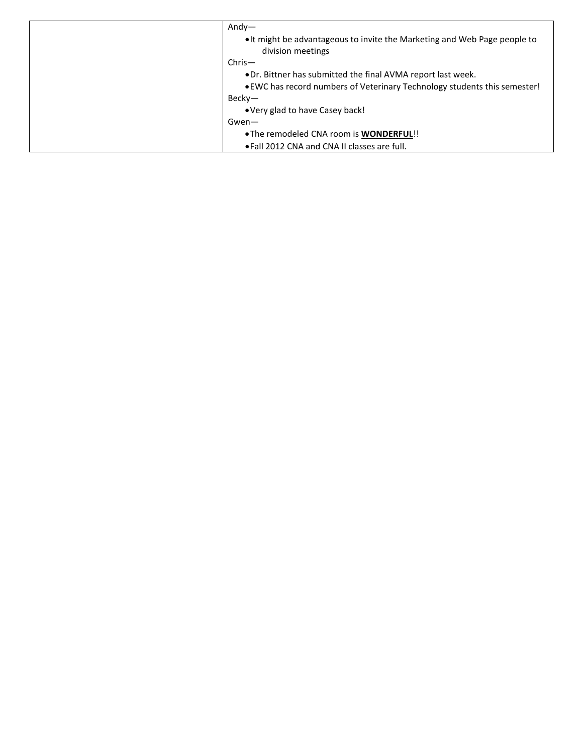| | |
|---|---|
| | Andy—<br>• It might be advantageous to invite the Marketing and Web Page people to division meetings<br>Chris—<br>• Dr. Bittner has submitted the final AVMA report last week.<br>• EWC has record numbers of Veterinary Technology students this semester!<br>Becky—<br>• Very glad to have Casey back!<br>Gwen—<br>• The remodeled CNA room is **<u>WONDERFUL</u>**!!<br>• Fall 2012 CNA and CNA II classes are full. |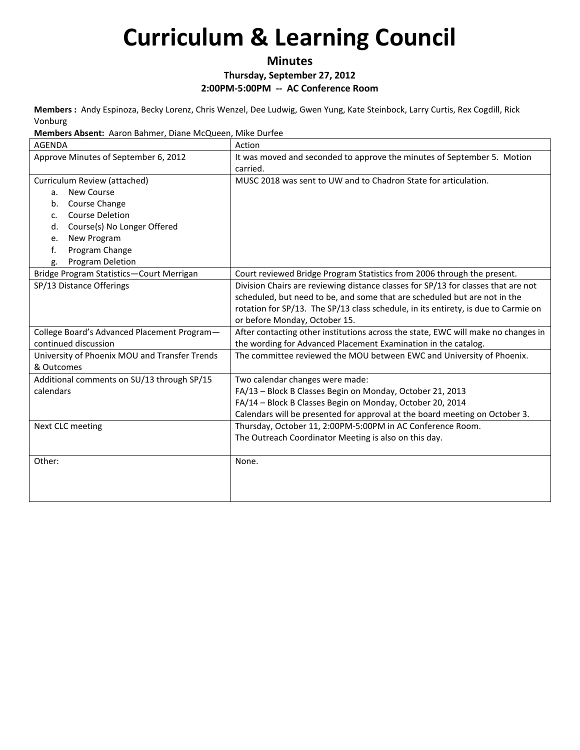# Curriculum & Learning Council

## Minutes

### Thursday, September 27, 2012

### 2:00PM-5:00PM -- AC Conference Room

**Members :** Andy Espinoza, Becky Lorenz, Chris Wenzel, Dee Ludwig, Gwen Yung, Kate Steinbock, Larry Curtis, Rex Cogdill, Rick Vonburg

**Members Absent:** Aaron Bahmer, Diane McQueen, Mike Durfee

| AGENDA | Action |
|---|---|
| Approve Minutes of September 6, 2012 | It was moved and seconded to approve the minutes of September 5. Motion carried. |
| Curriculum Review (attached)<br>a. New Course<br>b. Course Change<br>c. Course Deletion<br>d. Course(s) No Longer Offered<br>e. New Program<br>f. Program Change<br>g. Program Deletion | MUSC 2018 was sent to UW and to Chadron State for articulation. |
| Bridge Program Statistics—Court Merrigan | Court reviewed Bridge Program Statistics from 2006 through the present. |
| SP/13 Distance Offerings | Division Chairs are reviewing distance classes for SP/13 for classes that are not scheduled, but need to be, and some that are scheduled but are not in the rotation for SP/13. The SP/13 class schedule, in its entirety, is due to Carmie on or before Monday, October 15. |
| College Board's Advanced Placement Program—continued discussion | After contacting other institutions across the state, EWC will make no changes in the wording for Advanced Placement Examination in the catalog. |
| University of Phoenix MOU and Transfer Trends & Outcomes | The committee reviewed the MOU between EWC and University of Phoenix. |
| Additional comments on SU/13 through SP/15 calendars | Two calendar changes were made:<br>FA/13 – Block B Classes Begin on Monday, October 21, 2013<br>FA/14 – Block B Classes Begin on Monday, October 20, 2014<br>Calendars will be presented for approval at the board meeting on October 3. |
| Next CLC meeting | Thursday, October 11, 2:00PM-5:00PM in AC Conference Room.<br>The Outreach Coordinator Meeting is also on this day. |
| Other: | None. |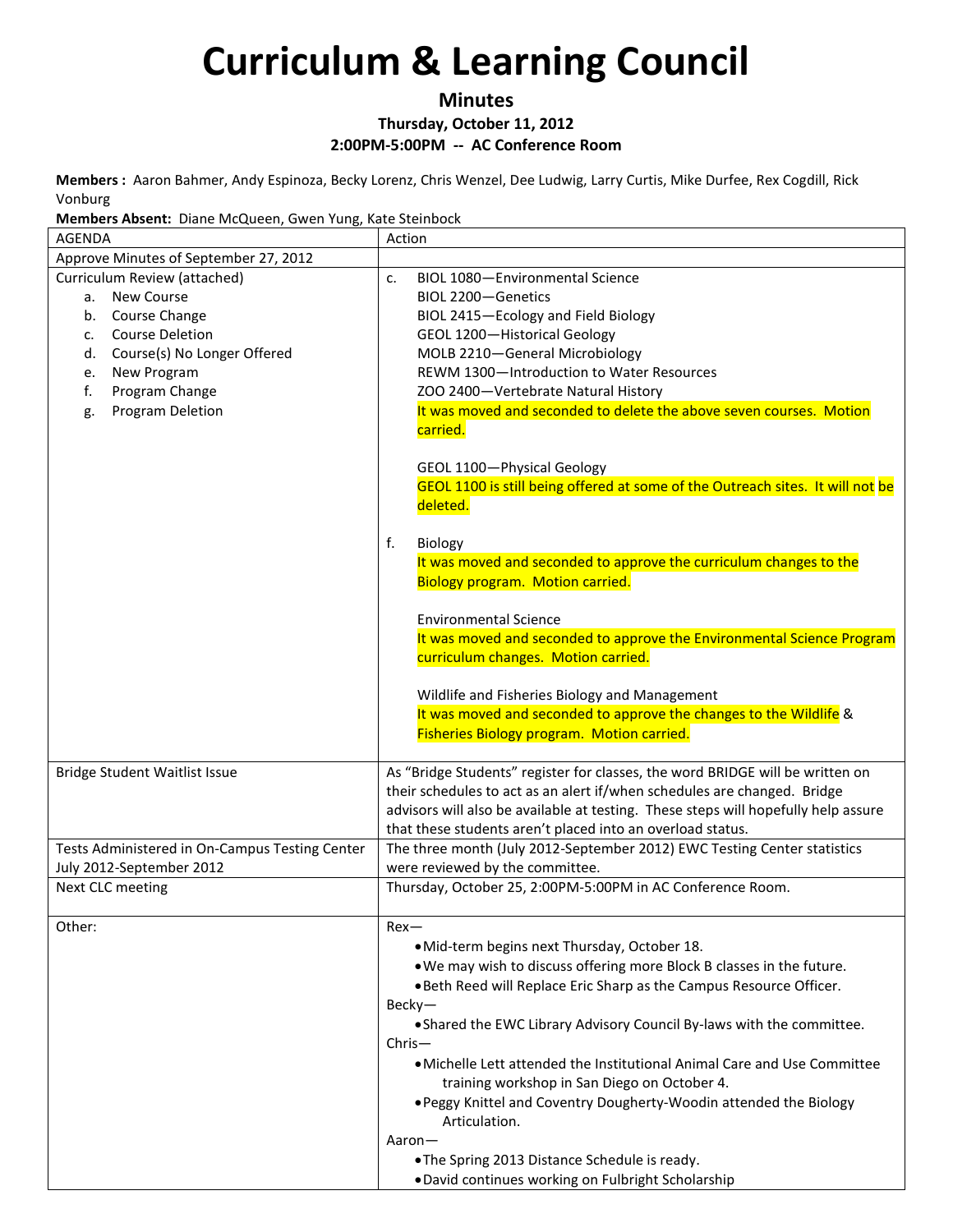# Curriculum & Learning Council

**Minutes**

**Thursday, October 11, 2012**

**2:00PM-5:00PM -- AC Conference Room**

**Members :** Aaron Bahmer, Andy Espinoza, Becky Lorenz, Chris Wenzel, Dee Ludwig, Larry Curtis, Mike Durfee, Rex Cogdill, Rick Vonburg

**Members Absent:** Diane McQueen, Gwen Yung, Kate Steinbock

| AGENDA | Action |
|---|---|
| Approve Minutes of September 27, 2012 | |
| Curriculum Review (attached)<br>a. New Course<br>b. Course Change<br>c. Course Deletion<br>d. Course(s) No Longer Offered<br>e. New Program<br>f. Program Change<br>g. Program Deletion | c. BIOL 1080—Environmental Science<br>BIOL 2200—Genetics<br>BIOL 2415—Ecology and Field Biology<br>GEOL 1200—Historical Geology<br>MOLB 2210—General Microbiology<br>REWM 1300—Introduction to Water Resources<br>ZOO 2400—Vertebrate Natural History<br>It was moved and seconded to delete the above seven courses. Motion carried.<br><br>GEOL 1100—Physical Geology<br>GEOL 1100 is still being offered at some of the Outreach sites. It will not be deleted.<br><br>f. Biology<br>It was moved and seconded to approve the curriculum changes to the Biology program. Motion carried.<br><br>Environmental Science<br>It was moved and seconded to approve the Environmental Science Program curriculum changes. Motion carried.<br><br>Wildlife and Fisheries Biology and Management<br>It was moved and seconded to approve the changes to the Wildlife & Fisheries Biology program. Motion carried. |
| Bridge Student Waitlist Issue | As "Bridge Students" register for classes, the word BRIDGE will be written on their schedules to act as an alert if/when schedules are changed. Bridge advisors will also be available at testing. These steps will hopefully help assure that these students aren't placed into an overload status. |
| Tests Administered in On-Campus Testing Center July 2012-September 2012 | The three month (July 2012-September 2012) EWC Testing Center statistics were reviewed by the committee. |
| Next CLC meeting | Thursday, October 25, 2:00PM-5:00PM in AC Conference Room. |
| Other: | Rex—<br>• Mid-term begins next Thursday, October 18.<br>• We may wish to discuss offering more Block B classes in the future.<br>• Beth Reed will Replace Eric Sharp as the Campus Resource Officer.<br>Becky—<br>• Shared the EWC Library Advisory Council By-laws with the committee.<br>Chris—<br>• Michelle Lett attended the Institutional Animal Care and Use Committee training workshop in San Diego on October 4.<br>• Peggy Knittel and Coventry Dougherty-Woodin attended the Biology Articulation.<br>Aaron—<br>• The Spring 2013 Distance Schedule is ready.<br>• David continues working on Fulbright Scholarship |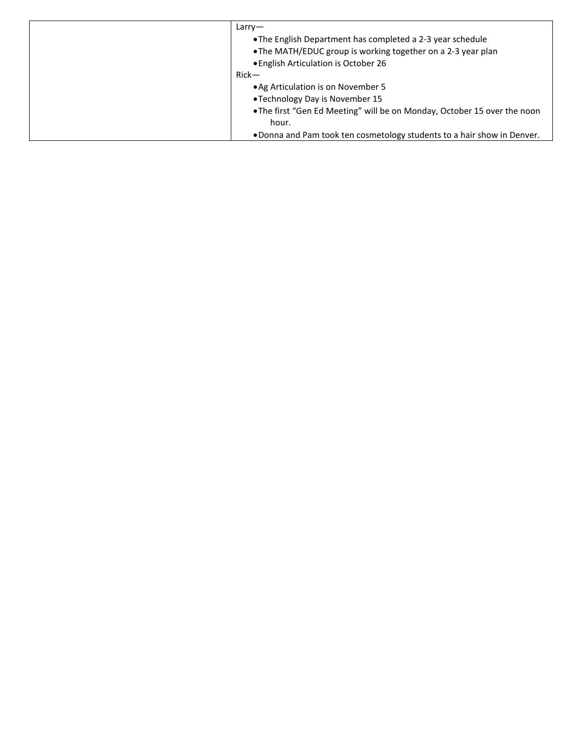| | |
|---|---|
| | Larry—<br>• The English Department has completed a 2-3 year schedule<br>• The MATH/EDUC group is working together on a 2-3 year plan<br>• English Articulation is October 26<br>Rick—<br>• Ag Articulation is on November 5<br>• Technology Day is November 15<br>• The first "Gen Ed Meeting" will be on Monday, October 15 over the noon hour.<br>• Donna and Pam took ten cosmetology students to a hair show in Denver. |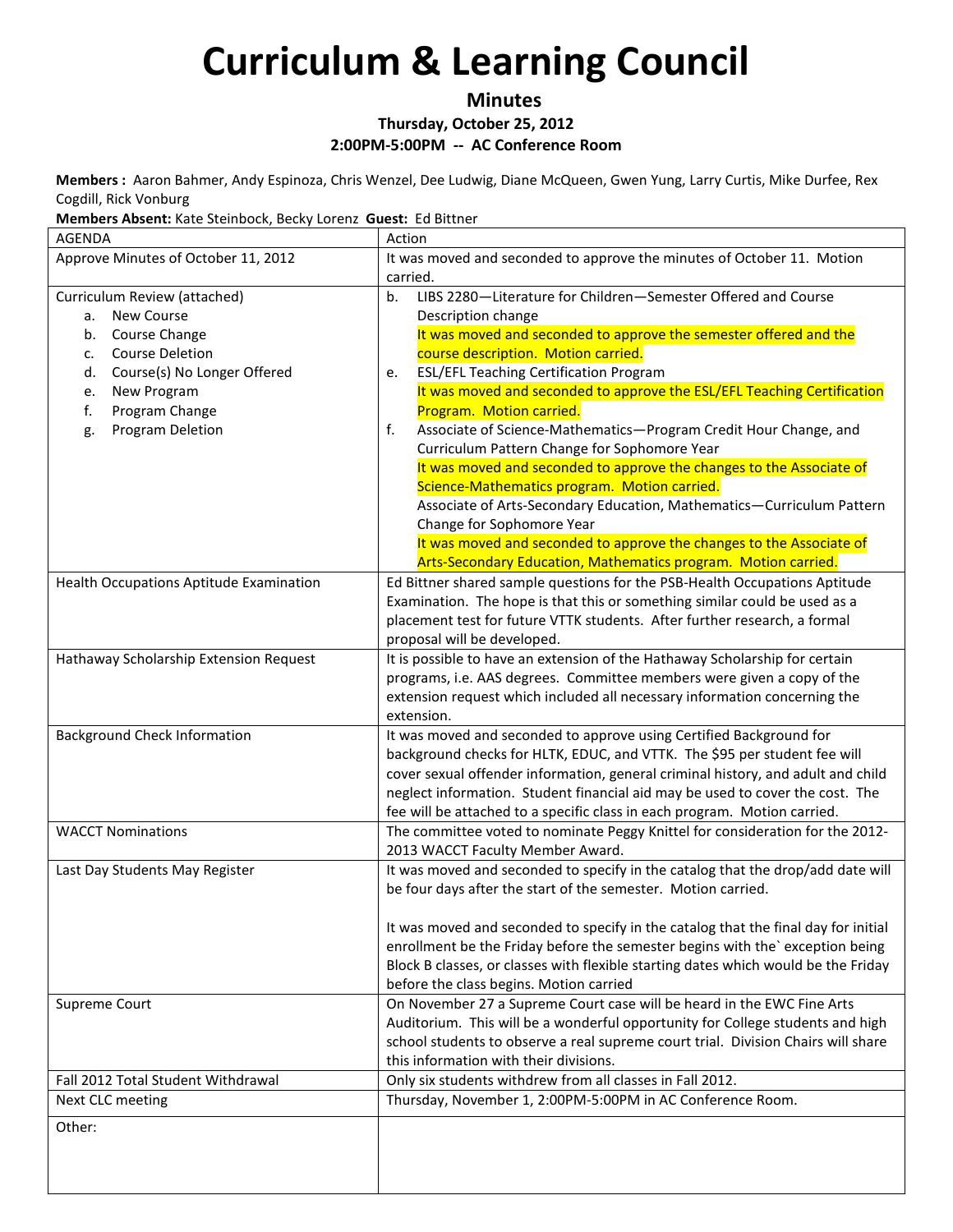# Curriculum & Learning Council

**Minutes**

**Thursday, October 25, 2012**

**2:00PM-5:00PM -- AC Conference Room**

**Members :** Aaron Bahmer, Andy Espinoza, Chris Wenzel, Dee Ludwig, Diane McQueen, Gwen Yung, Larry Curtis, Mike Durfee, Rex Cogdill, Rick Vonburg

**Members Absent:** Kate Steinbock, Becky Lorenz **Guest:** Ed Bittner

| AGENDA | Action |
|---|---|
| Approve Minutes of October 11, 2012 | It was moved and seconded to approve the minutes of October 11. Motion carried. |
| Curriculum Review (attached)<br>a. New Course<br>b. Course Change<br>c. Course Deletion<br>d. Course(s) No Longer Offered<br>e. New Program<br>f. Program Change<br>g. Program Deletion | b. LIBS 2280—Literature for Children—Semester Offered and Course Description change<br>It was moved and seconded to approve the semester offered and the course description. Motion carried.<br>e. ESL/EFL Teaching Certification Program<br>It was moved and seconded to approve the ESL/EFL Teaching Certification Program. Motion carried.<br>f. Associate of Science-Mathematics—Program Credit Hour Change, and Curriculum Pattern Change for Sophomore Year<br>It was moved and seconded to approve the changes to the Associate of Science-Mathematics program. Motion carried.<br>Associate of Arts-Secondary Education, Mathematics—Curriculum Pattern Change for Sophomore Year<br>It was moved and seconded to approve the changes to the Associate of Arts-Secondary Education, Mathematics program. Motion carried. |
| Health Occupations Aptitude Examination | Ed Bittner shared sample questions for the PSB-Health Occupations Aptitude Examination. The hope is that this or something similar could be used as a placement test for future VTTK students. After further research, a formal proposal will be developed. |
| Hathaway Scholarship Extension Request | It is possible to have an extension of the Hathaway Scholarship for certain programs, i.e. AAS degrees. Committee members were given a copy of the extension request which included all necessary information concerning the extension. |
| Background Check Information | It was moved and seconded to approve using Certified Background for background checks for HLTK, EDUC, and VTTK. The $95 per student fee will cover sexual offender information, general criminal history, and adult and child neglect information. Student financial aid may be used to cover the cost. The fee will be attached to a specific class in each program. Motion carried. |
| WACCT Nominations | The committee voted to nominate Peggy Knittel for consideration for the 2012-2013 WACCT Faculty Member Award. |
| Last Day Students May Register | It was moved and seconded to specify in the catalog that the drop/add date will be four days after the start of the semester. Motion carried.<br><br>It was moved and seconded to specify in the catalog that the final day for initial enrollment be the Friday before the semester begins with the` exception being Block B classes, or classes with flexible starting dates which would be the Friday before the class begins. Motion carried |
| Supreme Court | On November 27 a Supreme Court case will be heard in the EWC Fine Arts Auditorium. This will be a wonderful opportunity for College students and high school students to observe a real supreme court trial. Division Chairs will share this information with their divisions. |
| Fall 2012 Total Student Withdrawal | Only six students withdrew from all classes in Fall 2012. |
| Next CLC meeting | Thursday, November 1, 2:00PM-5:00PM in AC Conference Room. |
| Other: | |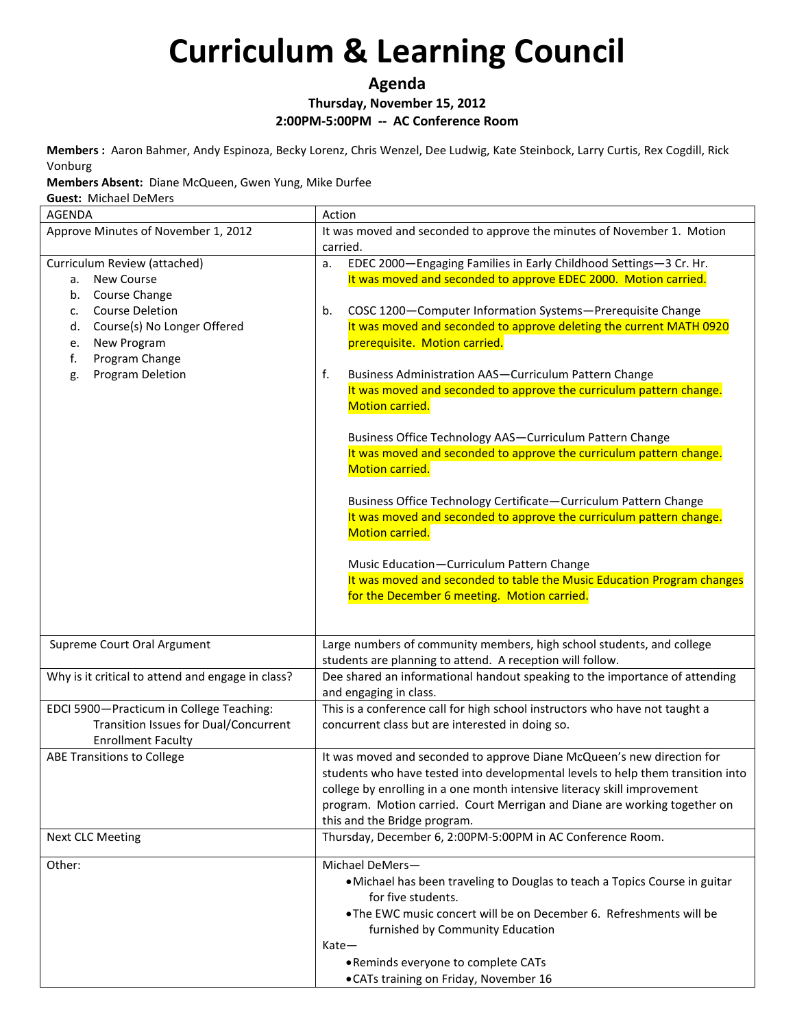# Curriculum & Learning Council

### Agenda

**Thursday, November 15, 2012**

**2:00PM-5:00PM -- AC Conference Room**

**Members :** Aaron Bahmer, Andy Espinoza, Becky Lorenz, Chris Wenzel, Dee Ludwig, Kate Steinbock, Larry Curtis, Rex Cogdill, Rick Vonburg

**Members Absent:** Diane McQueen, Gwen Yung, Mike Durfee

**Guest:** Michael DeMers

| AGENDA | Action |
|---|---|
| Approve Minutes of November 1, 2012 | It was moved and seconded to approve the minutes of November 1. Motion carried. |
| Curriculum Review (attached)<br>a. New Course<br>b. Course Change<br>c. Course Deletion<br>d. Course(s) No Longer Offered<br>e. New Program<br>f. Program Change<br>g. Program Deletion | a. EDEC 2000—Engaging Families in Early Childhood Settings—3 Cr. Hr.<br>It was moved and seconded to approve EDEC 2000. Motion carried.<br><br>b. COSC 1200—Computer Information Systems—Prerequisite Change<br>It was moved and seconded to approve deleting the current MATH 0920 prerequisite. Motion carried.<br><br>f. Business Administration AAS—Curriculum Pattern Change<br>It was moved and seconded to approve the curriculum pattern change. Motion carried.<br><br>Business Office Technology AAS—Curriculum Pattern Change<br>It was moved and seconded to approve the curriculum pattern change. Motion carried.<br><br>Business Office Technology Certificate—Curriculum Pattern Change<br>It was moved and seconded to approve the curriculum pattern change. Motion carried.<br><br>Music Education—Curriculum Pattern Change<br>It was moved and seconded to table the Music Education Program changes for the December 6 meeting. Motion carried. |
| Supreme Court Oral Argument | Large numbers of community members, high school students, and college students are planning to attend. A reception will follow. |
| Why is it critical to attend and engage in class? | Dee shared an informational handout speaking to the importance of attending and engaging in class. |
| EDCI 5900—Practicum in College Teaching: Transition Issues for Dual/Concurrent Enrollment Faculty | This is a conference call for high school instructors who have not taught a concurrent class but are interested in doing so. |
| ABE Transitions to College | It was moved and seconded to approve Diane McQueen's new direction for students who have tested into developmental levels to help them transition into college by enrolling in a one month intensive literacy skill improvement program. Motion carried. Court Merrigan and Diane are working together on this and the Bridge program. |
| Next CLC Meeting | Thursday, December 6, 2:00PM-5:00PM in AC Conference Room. |
| Other: | Michael DeMers—<br>• Michael has been traveling to Douglas to teach a Topics Course in guitar for five students.<br>• The EWC music concert will be on December 6. Refreshments will be furnished by Community Education<br>Kate—<br>• Reminds everyone to complete CATs<br>• CATs training on Friday, November 16 |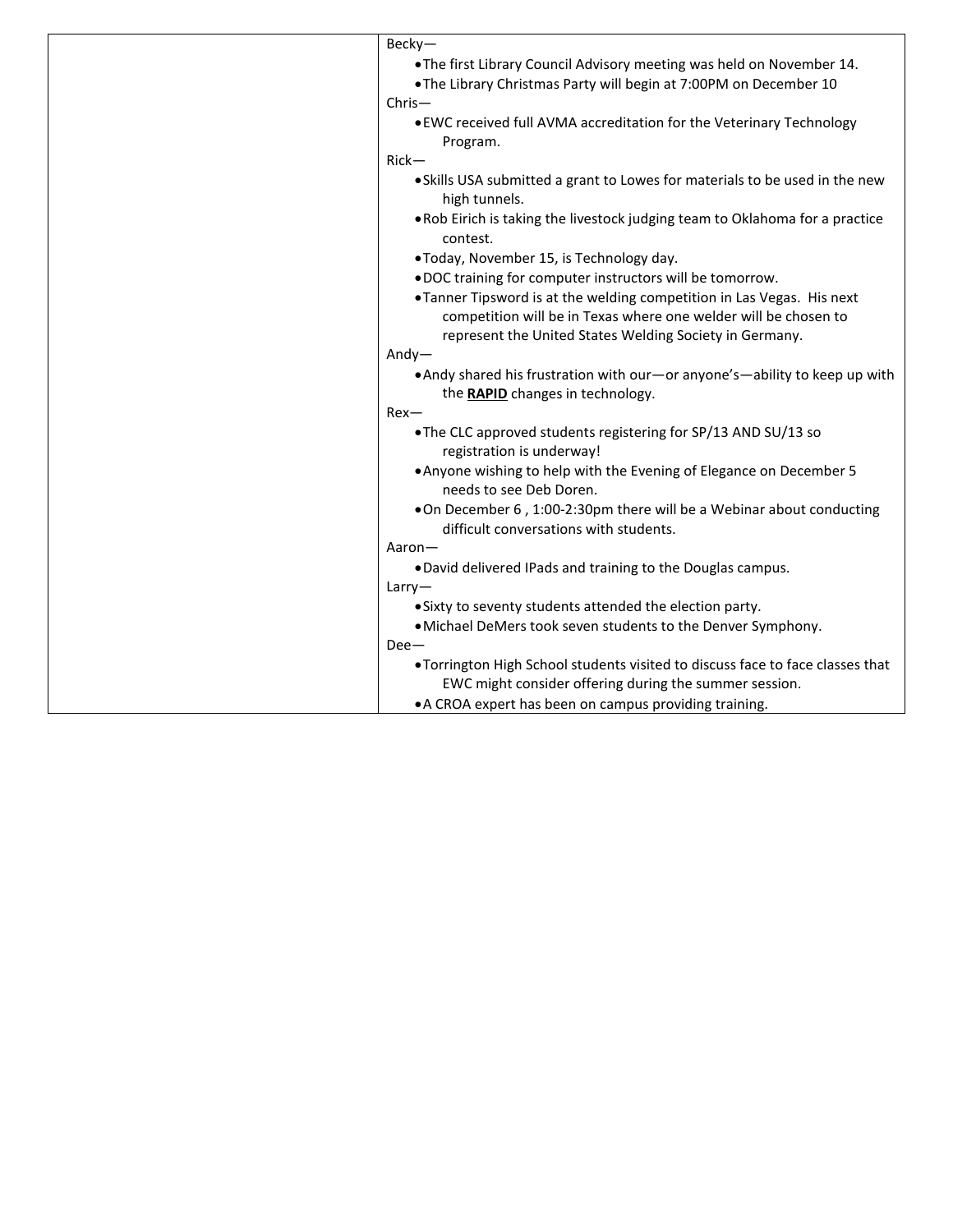| | Becky—<br>• The first Library Council Advisory meeting was held on November 14.<br>• The Library Christmas Party will begin at 7:00PM on December 10<br>Chris—<br>• EWC received full AVMA accreditation for the Veterinary Technology Program.<br>Rick—<br>• Skills USA submitted a grant to Lowes for materials to be used in the new high tunnels.<br>• Rob Eirich is taking the livestock judging team to Oklahoma for a practice contest.<br>• Today, November 15, is Technology day.<br>• DOC training for computer instructors will be tomorrow.<br>• Tanner Tipsword is at the welding competition in Las Vegas. His next competition will be in Texas where one welder will be chosen to represent the United States Welding Society in Germany.<br>Andy—<br>• Andy shared his frustration with our—or anyone's—ability to keep up with the **<u>RAPID</u>** changes in technology.<br>Rex—<br>• The CLC approved students registering for SP/13 AND SU/13 so registration is underway!<br>• Anyone wishing to help with the Evening of Elegance on December 5 needs to see Deb Doren.<br>• On December 6 , 1:00-2:30pm there will be a Webinar about conducting difficult conversations with students.<br>Aaron—<br>• David delivered IPads and training to the Douglas campus.<br>Larry—<br>• Sixty to seventy students attended the election party.<br>• Michael DeMers took seven students to the Denver Symphony.<br>Dee—<br>• Torrington High School students visited to discuss face to face classes that EWC might consider offering during the summer session.<br>• A CROA expert has been on campus providing training. |
|---|---|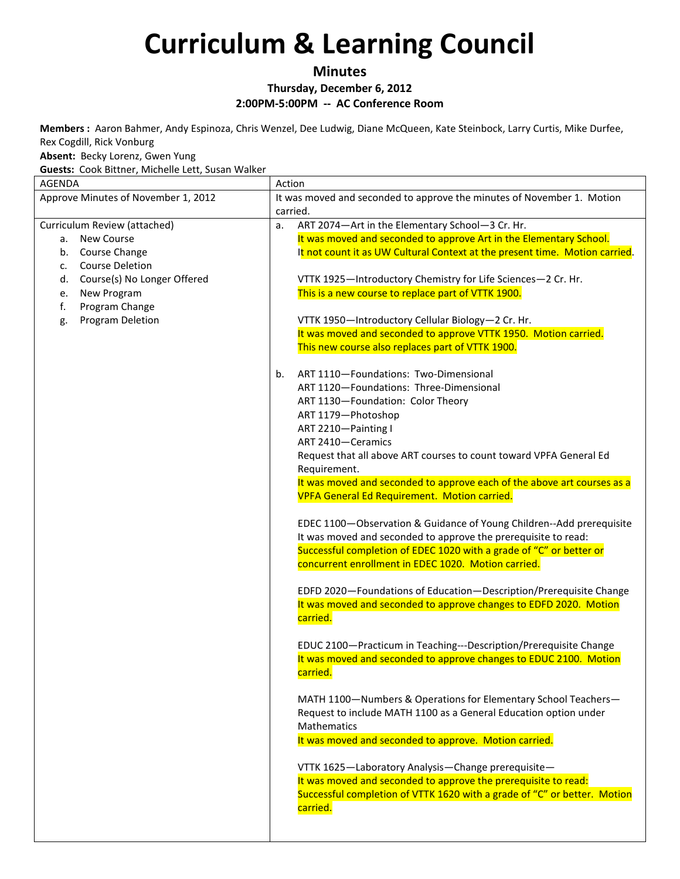# Curriculum & Learning Council

**Minutes**

**Thursday, December 6, 2012**

**2:00PM-5:00PM -- AC Conference Room**

**Members :** Aaron Bahmer, Andy Espinoza, Chris Wenzel, Dee Ludwig, Diane McQueen, Kate Steinbock, Larry Curtis, Mike Durfee, Rex Cogdill, Rick Vonburg

**Absent:** Becky Lorenz, Gwen Yung

**Guests:** Cook Bittner, Michelle Lett, Susan Walker

| AGENDA | Action |
|---|---|
| Approve Minutes of November 1, 2012 | It was moved and seconded to approve the minutes of November 1. Motion carried. |
| Curriculum Review (attached)<br>a. New Course<br>b. Course Change<br>c. Course Deletion<br>d. Course(s) No Longer Offered<br>e. New Program<br>f. Program Change<br>g. Program Deletion | a. ART 2074—Art in the Elementary School—3 Cr. Hr.<br>It was moved and seconded to approve Art in the Elementary School.<br>It not count it as UW Cultural Context at the present time. Motion carried.<br><br>VTTK 1925—Introductory Chemistry for Life Sciences—2 Cr. Hr.<br>This is a new course to replace part of VTTK 1900.<br><br>VTTK 1950—Introductory Cellular Biology—2 Cr. Hr.<br>It was moved and seconded to approve VTTK 1950. Motion carried.<br>This new course also replaces part of VTTK 1900.<br><br>b. ART 1110—Foundations: Two-Dimensional<br>ART 1120—Foundations: Three-Dimensional<br>ART 1130—Foundation: Color Theory<br>ART 1179—Photoshop<br>ART 2210—Painting I<br>ART 2410—Ceramics<br>Request that all above ART courses to count toward VPFA General Ed Requirement.<br>It was moved and seconded to approve each of the above art courses as a VPFA General Ed Requirement. Motion carried.<br><br>EDEC 1100—Observation & Guidance of Young Children--Add prerequisite<br>It was moved and seconded to approve the prerequisite to read:<br>Successful completion of EDEC 1020 with a grade of "C" or better or concurrent enrollment in EDEC 1020. Motion carried.<br><br>EDFD 2020—Foundations of Education—Description/Prerequisite Change<br>It was moved and seconded to approve changes to EDFD 2020. Motion carried.<br><br>EDUC 2100—Practicum in Teaching---Description/Prerequisite Change<br>It was moved and seconded to approve changes to EDUC 2100. Motion carried.<br><br>MATH 1100—Numbers & Operations for Elementary School Teachers—Request to include MATH 1100 as a General Education option under Mathematics<br>It was moved and seconded to approve. Motion carried.<br><br>VTTK 1625—Laboratory Analysis—Change prerequisite—<br>It was moved and seconded to approve the prerequisite to read:<br>Successful completion of VTTK 1620 with a grade of "C" or better. Motion carried. |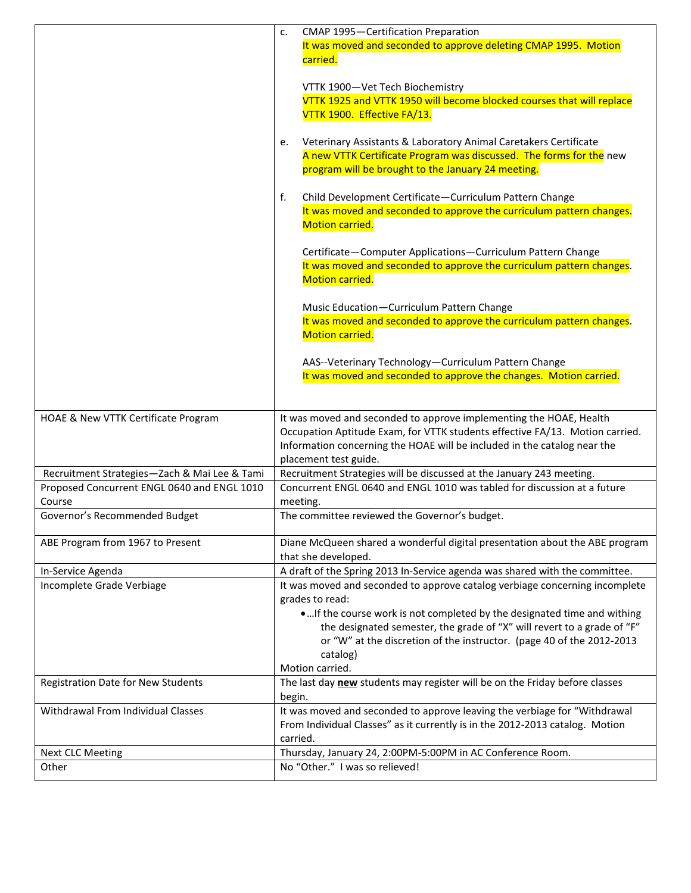| | |
|---|---|
| | c. CMAP 1995—Certification Preparation<br>It was moved and seconded to approve deleting CMAP 1995. Motion carried.<br><br>VTTK 1900—Vet Tech Biochemistry<br>VTTK 1925 and VTTK 1950 will become blocked courses that will replace VTTK 1900. Effective FA/13.<br><br>e. Veterinary Assistants & Laboratory Animal Caretakers Certificate<br>A new VTTK Certificate Program was discussed. The forms for the new program will be brought to the January 24 meeting.<br><br>f. Child Development Certificate—Curriculum Pattern Change<br>It was moved and seconded to approve the curriculum pattern changes. Motion carried.<br><br>Certificate—Computer Applications—Curriculum Pattern Change<br>It was moved and seconded to approve the curriculum pattern changes. Motion carried.<br><br>Music Education—Curriculum Pattern Change<br>It was moved and seconded to approve the curriculum pattern changes. Motion carried.<br><br>AAS--Veterinary Technology—Curriculum Pattern Change<br>It was moved and seconded to approve the changes. Motion carried. |
| HOAE & New VTTK Certificate Program | It was moved and seconded to approve implementing the HOAE, Health Occupation Aptitude Exam, for VTTK students effective FA/13. Motion carried. Information concerning the HOAE will be included in the catalog near the placement test guide. |
| Recruitment Strategies—Zach & Mai Lee & Tami | Recruitment Strategies will be discussed at the January 243 meeting. |
| Proposed Concurrent ENGL 0640 and ENGL 1010 Course | Concurrent ENGL 0640 and ENGL 1010 was tabled for discussion at a future meeting. |
| Governor's Recommended Budget | The committee reviewed the Governor's budget. |
| ABE Program from 1967 to Present | Diane McQueen shared a wonderful digital presentation about the ABE program that she developed. |
| In-Service Agenda | A draft of the Spring 2013 In-Service agenda was shared with the committee. |
| Incomplete Grade Verbiage | It was moved and seconded to approve catalog verbiage concerning incomplete grades to read:<br>• …If the course work is not completed by the designated time and withing the designated semester, the grade of "X" will revert to a grade of "F" or "W" at the discretion of the instructor. (page 40 of the 2012-2013 catalog)<br>Motion carried. |
| Registration Date for New Students | The last day **new** students may register will be on the Friday before classes begin. |
| Withdrawal From Individual Classes | It was moved and seconded to approve leaving the verbiage for "Withdrawal From Individual Classes" as it currently is in the 2012-2013 catalog. Motion carried. |
| Next CLC Meeting | Thursday, January 24, 2:00PM-5:00PM in AC Conference Room. |
| Other | No "Other." I was so relieved! |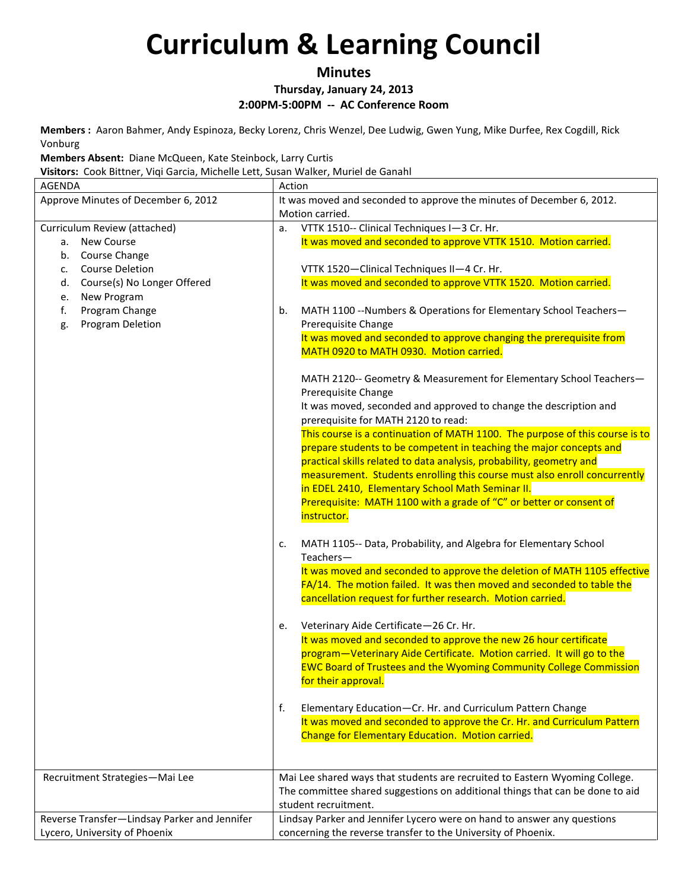# Curriculum & Learning Council

**Minutes**

**Thursday, January 24, 2013**

**2:00PM-5:00PM -- AC Conference Room**

**Members :** Aaron Bahmer, Andy Espinoza, Becky Lorenz, Chris Wenzel, Dee Ludwig, Gwen Yung, Mike Durfee, Rex Cogdill, Rick Vonburg

**Members Absent:** Diane McQueen, Kate Steinbock, Larry Curtis

**Visitors:** Cook Bittner, Viqi Garcia, Michelle Lett, Susan Walker, Muriel de Ganahl

| AGENDA | Action |
|---|---|
| Approve Minutes of December 6, 2012 | It was moved and seconded to approve the minutes of December 6, 2012. Motion carried. |
| Curriculum Review (attached)<br>a. New Course<br>b. Course Change<br>c. Course Deletion<br>d. Course(s) No Longer Offered<br>e. New Program<br>f. Program Change<br>g. Program Deletion | a. VTTK 1510-- Clinical Techniques I—3 Cr. Hr.<br>It was moved and seconded to approve VTTK 1510. Motion carried.<br><br>VTTK 1520—Clinical Techniques II—4 Cr. Hr.<br>It was moved and seconded to approve VTTK 1520. Motion carried.<br><br>b. MATH 1100 --Numbers & Operations for Elementary School Teachers—Prerequisite Change<br>It was moved and seconded to approve changing the prerequisite from MATH 0920 to MATH 0930. Motion carried.<br><br>MATH 2120-- Geometry & Measurement for Elementary School Teachers—Prerequisite Change<br>It was moved, seconded and approved to change the description and prerequisite for MATH 2120 to read:<br>This course is a continuation of MATH 1100. The purpose of this course is to prepare students to be competent in teaching the major concepts and practical skills related to data analysis, probability, geometry and measurement. Students enrolling this course must also enroll concurrently in EDEL 2410, Elementary School Math Seminar II.<br>Prerequisite: MATH 1100 with a grade of "C" or better or consent of instructor.<br><br>c. MATH 1105-- Data, Probability, and Algebra for Elementary School Teachers—<br>It was moved and seconded to approve the deletion of MATH 1105 effective FA/14. The motion failed. It was then moved and seconded to table the cancellation request for further research. Motion carried.<br><br>e. Veterinary Aide Certificate—26 Cr. Hr.<br>It was moved and seconded to approve the new 26 hour certificate program—Veterinary Aide Certificate. Motion carried. It will go to the EWC Board of Trustees and the Wyoming Community College Commission for their approval.<br><br>f. Elementary Education—Cr. Hr. and Curriculum Pattern Change<br>It was moved and seconded to approve the Cr. Hr. and Curriculum Pattern Change for Elementary Education. Motion carried. |
| Recruitment Strategies—Mai Lee | Mai Lee shared ways that students are recruited to Eastern Wyoming College. The committee shared suggestions on additional things that can be done to aid student recruitment. |
| Reverse Transfer—Lindsay Parker and Jennifer Lycero, University of Phoenix | Lindsay Parker and Jennifer Lycero were on hand to answer any questions concerning the reverse transfer to the University of Phoenix. |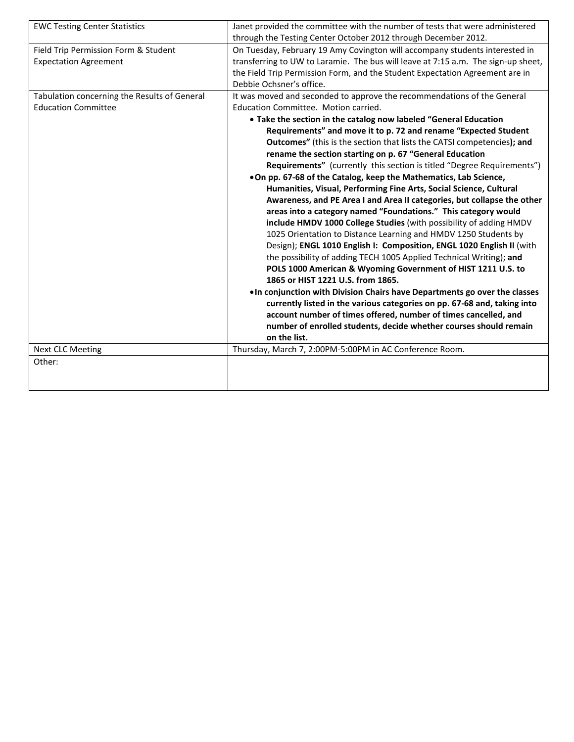| | |
|---|---|
| EWC Testing Center Statistics | Janet provided the committee with the number of tests that were administered through the Testing Center October 2012 through December 2012. |
| Field Trip Permission Form & Student Expectation Agreement | On Tuesday, February 19 Amy Covington will accompany students interested in transferring to UW to Laramie. The bus will leave at 7:15 a.m. The sign-up sheet, the Field Trip Permission Form, and the Student Expectation Agreement are in Debbie Ochsner's office. |
| Tabulation concerning the Results of General Education Committee | It was moved and seconded to approve the recommendations of the General Education Committee. Motion carried. <br>• **Take the section in the catalog now labeled "General Education Requirements" and move it to p. 72 and rename "Expected Student Outcomes"** (this is the section that lists the CATSI competencies**); and rename the section starting on p. 67 "General Education Requirements"** (currently this section is titled "Degree Requirements") <br>• **On pp. 67-68 of the Catalog, keep the Mathematics, Lab Science, Humanities, Visual, Performing Fine Arts, Social Science, Cultural Awareness, and PE Area I and Area II categories, but collapse the other areas into a category named "Foundations." This category would include HMDV 1000 College Studies** (with possibility of adding HMDV 1025 Orientation to Distance Learning and HMDV 1250 Students by Design); **ENGL 1010 English I: Composition, ENGL 1020 English II** (with the possibility of adding TECH 1005 Applied Technical Writing); **and POLS 1000 American & Wyoming Government of HIST 1211 U.S. to 1865 or HIST 1221 U.S. from 1865.** <br>• **In conjunction with Division Chairs have Departments go over the classes currently listed in the various categories on pp. 67-68 and, taking into account number of times offered, number of times cancelled, and number of enrolled students, decide whether courses should remain on the list.** |
| Next CLC Meeting | Thursday, March 7, 2:00PM-5:00PM in AC Conference Room. |
| Other: | |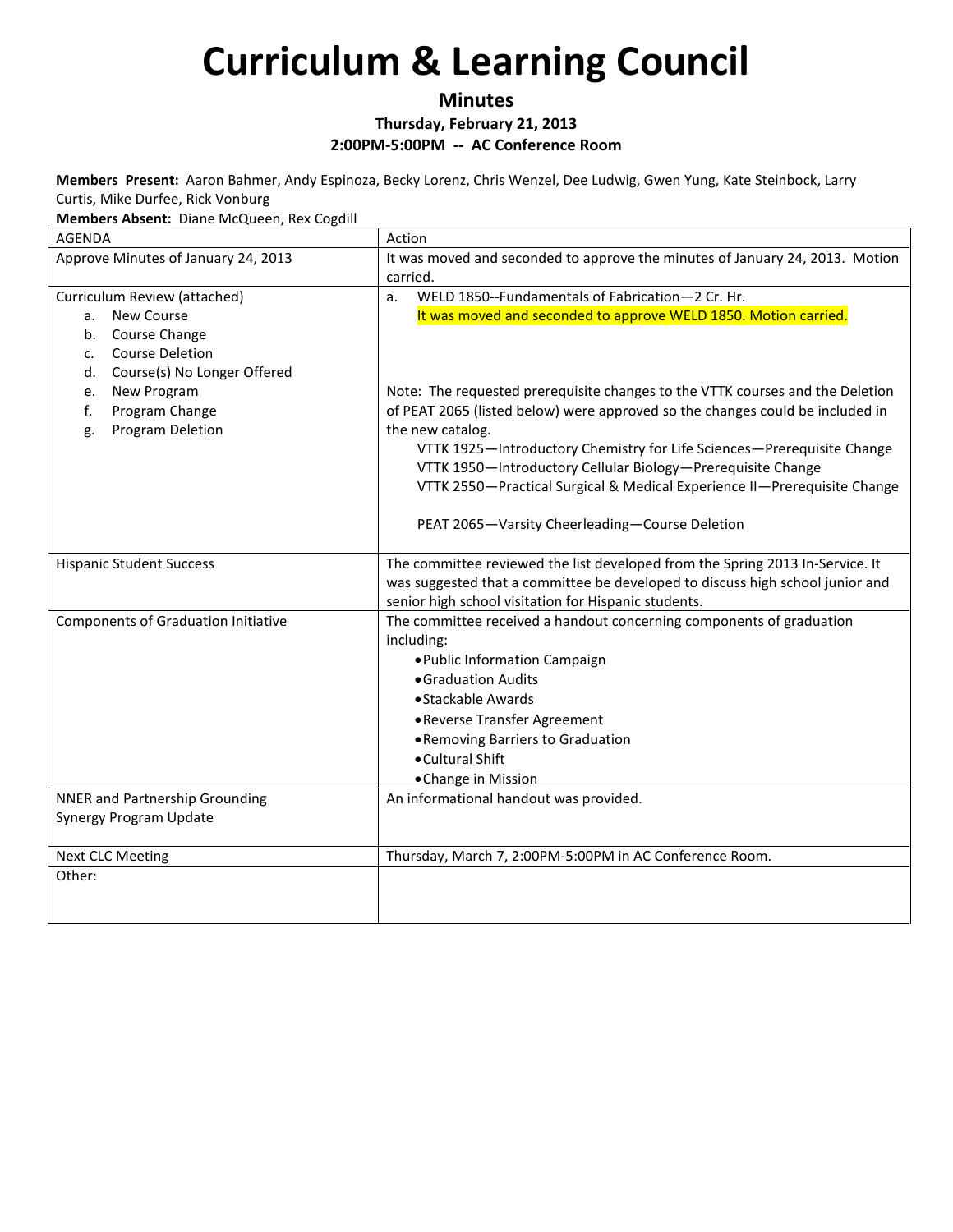# Curriculum & Learning Council

**Minutes**

**Thursday, February 21, 2013**

**2:00PM-5:00PM -- AC Conference Room**

**Members Present:** Aaron Bahmer, Andy Espinoza, Becky Lorenz, Chris Wenzel, Dee Ludwig, Gwen Yung, Kate Steinbock, Larry Curtis, Mike Durfee, Rick Vonburg

**Members Absent:** Diane McQueen, Rex Cogdill

| AGENDA | Action |
|---|---|
| Approve Minutes of January 24, 2013 | It was moved and seconded to approve the minutes of January 24, 2013. Motion carried. |
| Curriculum Review (attached)<br>a. New Course<br>b. Course Change<br>c. Course Deletion<br>d. Course(s) No Longer Offered<br>e. New Program<br>f. Program Change<br>g. Program Deletion | a. WELD 1850--Fundamentals of Fabrication—2 Cr. Hr.<br>It was moved and seconded to approve WELD 1850. Motion carried.<br><br>Note: The requested prerequisite changes to the VTTK courses and the Deletion of PEAT 2065 (listed below) were approved so the changes could be included in the new catalog.<br>VTTK 1925—Introductory Chemistry for Life Sciences—Prerequisite Change<br>VTTK 1950—Introductory Cellular Biology—Prerequisite Change<br>VTTK 2550—Practical Surgical & Medical Experience II—Prerequisite Change<br><br>PEAT 2065—Varsity Cheerleading—Course Deletion |
| Hispanic Student Success | The committee reviewed the list developed from the Spring 2013 In-Service. It was suggested that a committee be developed to discuss high school junior and senior high school visitation for Hispanic students. |
| Components of Graduation Initiative | The committee received a handout concerning components of graduation including:<br>• Public Information Campaign<br>• Graduation Audits<br>• Stackable Awards<br>• Reverse Transfer Agreement<br>• Removing Barriers to Graduation<br>• Cultural Shift<br>• Change in Mission |
| NNER and Partnership Grounding<br>Synergy Program Update | An informational handout was provided. |
| Next CLC Meeting | Thursday, March 7, 2:00PM-5:00PM in AC Conference Room. |
| Other: | |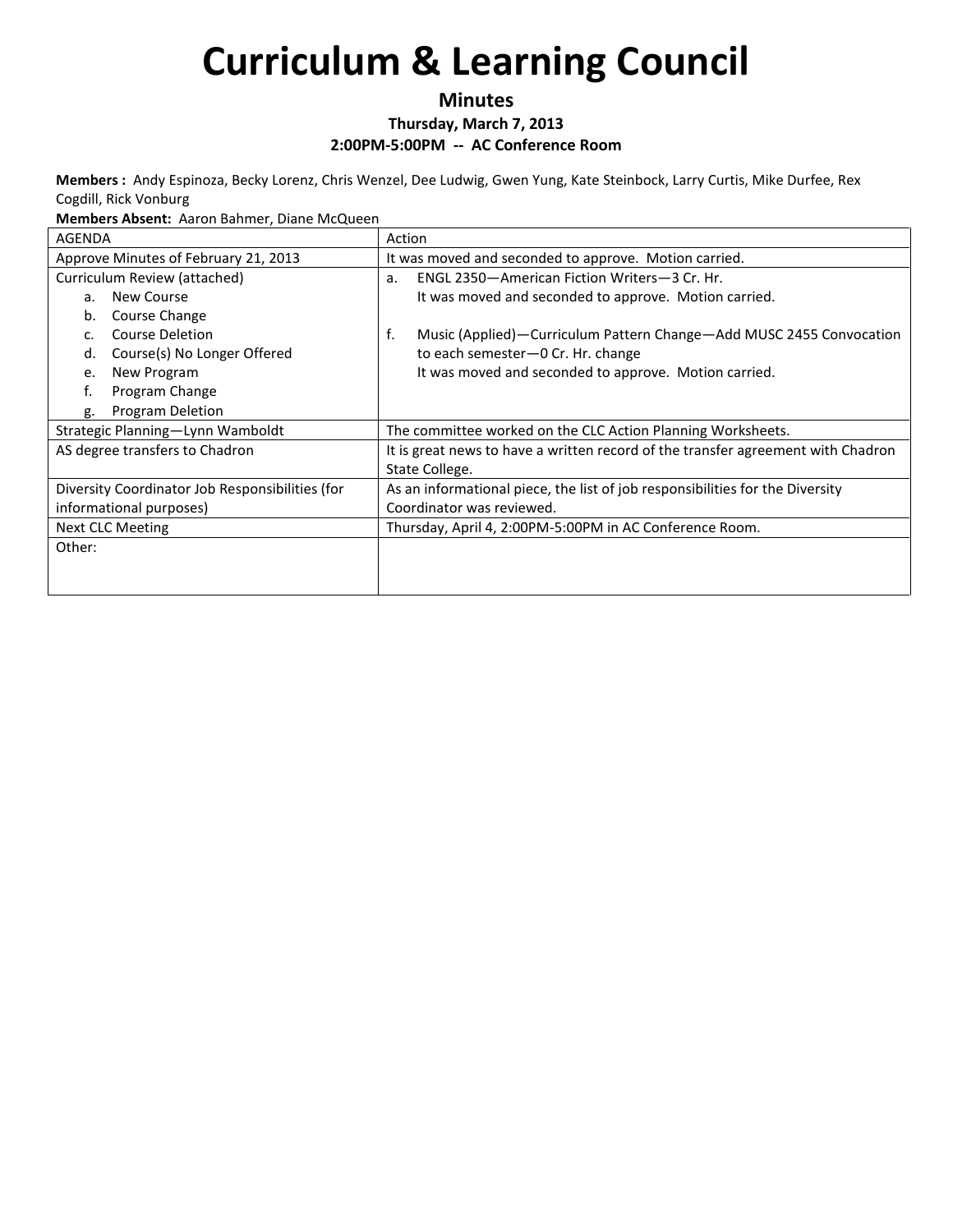# Curriculum & Learning Council

**Minutes**

**Thursday, March 7, 2013**

**2:00PM-5:00PM -- AC Conference Room**

**Members :** Andy Espinoza, Becky Lorenz, Chris Wenzel, Dee Ludwig, Gwen Yung, Kate Steinbock, Larry Curtis, Mike Durfee, Rex Cogdill, Rick Vonburg

**Members Absent:** Aaron Bahmer, Diane McQueen

| AGENDA | Action |
| --- | --- |
| Approve Minutes of February 21, 2013 | It was moved and seconded to approve. Motion carried. |
| Curriculum Review (attached)<br>a. New Course<br>b. Course Change<br>c. Course Deletion<br>d. Course(s) No Longer Offered<br>e. New Program<br>f. Program Change<br>g. Program Deletion | a. ENGL 2350—American Fiction Writers—3 Cr. Hr.<br>It was moved and seconded to approve. Motion carried.<br><br>f. Music (Applied)—Curriculum Pattern Change—Add MUSC 2455 Convocation to each semester—0 Cr. Hr. change<br>It was moved and seconded to approve. Motion carried. |
| Strategic Planning—Lynn Wamboldt | The committee worked on the CLC Action Planning Worksheets. |
| AS degree transfers to Chadron | It is great news to have a written record of the transfer agreement with Chadron State College. |
| Diversity Coordinator Job Responsibilities (for informational purposes) | As an informational piece, the list of job responsibilities for the Diversity Coordinator was reviewed. |
| Next CLC Meeting | Thursday, April 4, 2:00PM-5:00PM in AC Conference Room. |
| Other: | |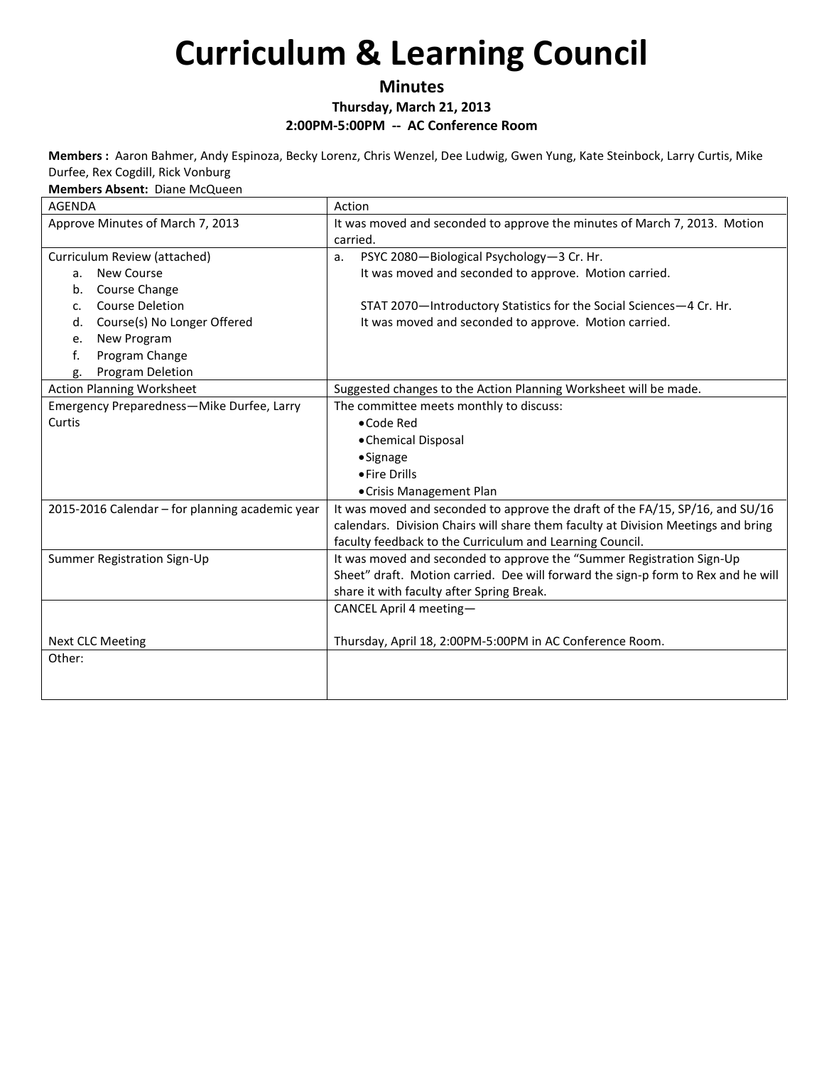# Curriculum & Learning Council

**Minutes**

**Thursday, March 21, 2013**

**2:00PM-5:00PM -- AC Conference Room**

**Members :** Aaron Bahmer, Andy Espinoza, Becky Lorenz, Chris Wenzel, Dee Ludwig, Gwen Yung, Kate Steinbock, Larry Curtis, Mike Durfee, Rex Cogdill, Rick Vonburg

**Members Absent:** Diane McQueen

| AGENDA | Action |
|---|---|
| Approve Minutes of March 7, 2013 | It was moved and seconded to approve the minutes of March 7, 2013. Motion carried. |
| Curriculum Review (attached)<br>a. New Course<br>b. Course Change<br>c. Course Deletion<br>d. Course(s) No Longer Offered<br>e. New Program<br>f. Program Change<br>g. Program Deletion | a. PSYC 2080—Biological Psychology—3 Cr. Hr.<br>It was moved and seconded to approve. Motion carried.<br><br>STAT 2070—Introductory Statistics for the Social Sciences—4 Cr. Hr.<br>It was moved and seconded to approve. Motion carried. |
| Action Planning Worksheet | Suggested changes to the Action Planning Worksheet will be made. |
| Emergency Preparedness—Mike Durfee, Larry Curtis | The committee meets monthly to discuss:<br>• Code Red<br>• Chemical Disposal<br>• Signage<br>• Fire Drills<br>• Crisis Management Plan |
| 2015-2016 Calendar – for planning academic year | It was moved and seconded to approve the draft of the FA/15, SP/16, and SU/16 calendars. Division Chairs will share them faculty at Division Meetings and bring faculty feedback to the Curriculum and Learning Council. |
| Summer Registration Sign-Up | It was moved and seconded to approve the "Summer Registration Sign-Up Sheet" draft. Motion carried. Dee will forward the sign-p form to Rex and he will share it with faculty after Spring Break. |
| Next CLC Meeting | CANCEL April 4 meeting—<br><br>Thursday, April 18, 2:00PM-5:00PM in AC Conference Room. |
| Other: | |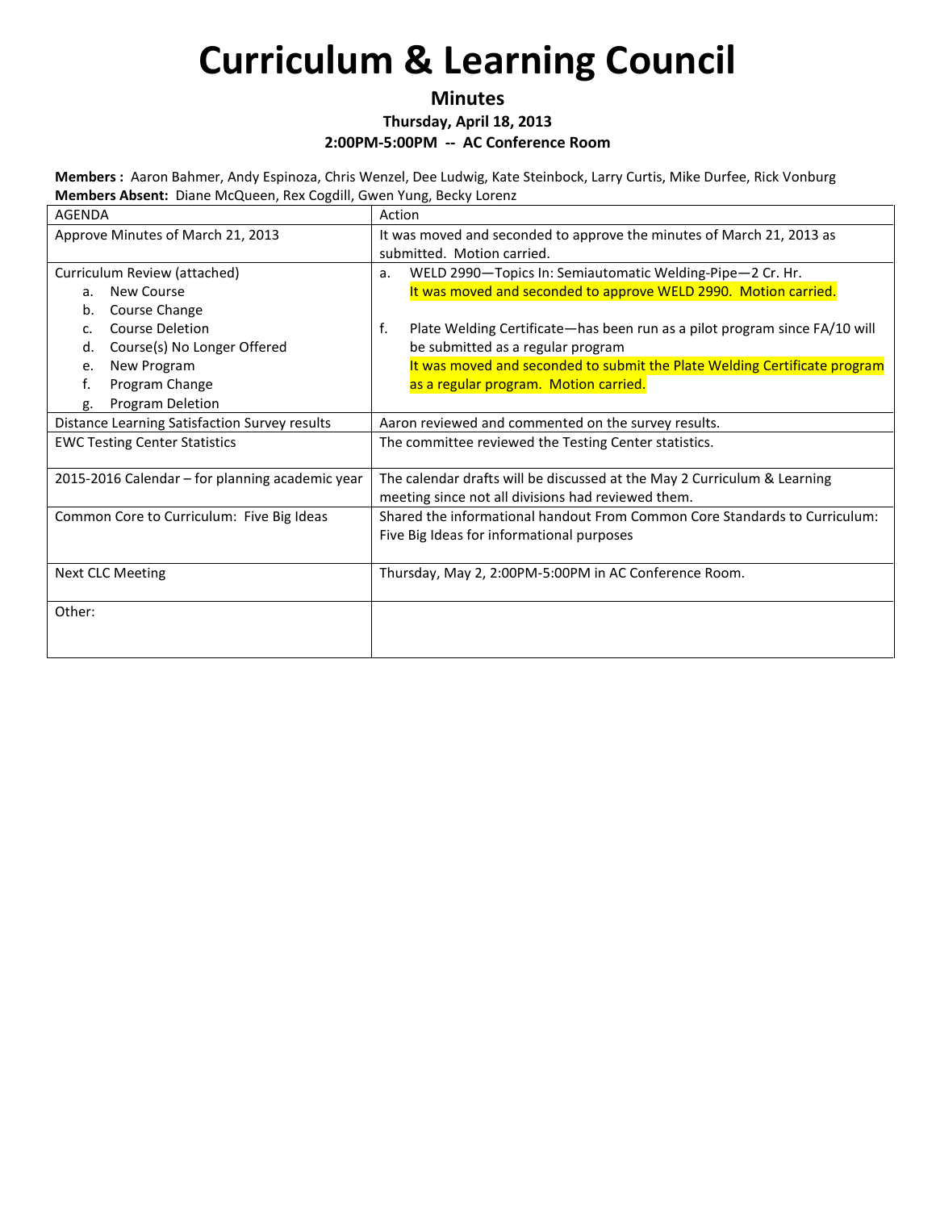# Curriculum & Learning Council

### Minutes

**Thursday, April 18, 2013**

**2:00PM-5:00PM -- AC Conference Room**

**Members :** Aaron Bahmer, Andy Espinoza, Chris Wenzel, Dee Ludwig, Kate Steinbock, Larry Curtis, Mike Durfee, Rick Vonburg
**Members Absent:** Diane McQueen, Rex Cogdill, Gwen Yung, Becky Lorenz

| AGENDA | Action |
|---|---|
| Approve Minutes of March 21, 2013 | It was moved and seconded to approve the minutes of March 21, 2013 as submitted. Motion carried. |
| Curriculum Review (attached)<br>a. New Course<br>b. Course Change<br>c. Course Deletion<br>d. Course(s) No Longer Offered<br>e. New Program<br>f. Program Change<br>g. Program Deletion | a. WELD 2990—Topics In: Semiautomatic Welding-Pipe—2 Cr. Hr.<br>It was moved and seconded to approve WELD 2990. Motion carried.<br><br>f. Plate Welding Certificate—has been run as a pilot program since FA/10 will be submitted as a regular program<br>It was moved and seconded to submit the Plate Welding Certificate program as a regular program. Motion carried. |
| Distance Learning Satisfaction Survey results | Aaron reviewed and commented on the survey results. |
| EWC Testing Center Statistics | The committee reviewed the Testing Center statistics. |
| 2015-2016 Calendar – for planning academic year | The calendar drafts will be discussed at the May 2 Curriculum & Learning meeting since not all divisions had reviewed them. |
| Common Core to Curriculum: Five Big Ideas | Shared the informational handout From Common Core Standards to Curriculum: Five Big Ideas for informational purposes |
| Next CLC Meeting | Thursday, May 2, 2:00PM-5:00PM in AC Conference Room. |
| Other: | |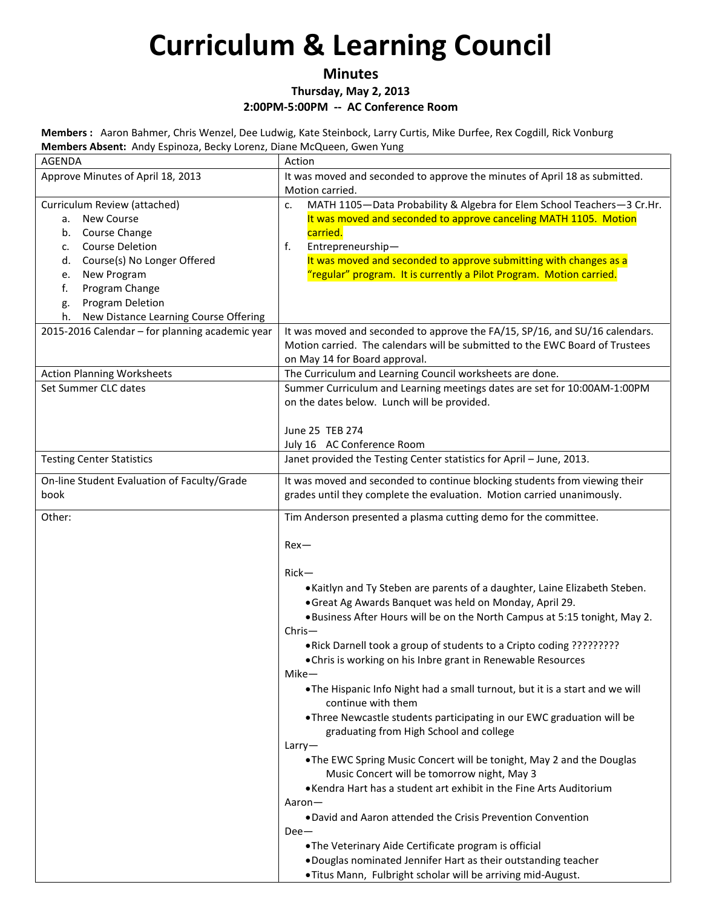# Curriculum & Learning Council

**Minutes**

**Thursday, May 2, 2013**

**2:00PM-5:00PM -- AC Conference Room**

**Members :** Aaron Bahmer, Chris Wenzel, Dee Ludwig, Kate Steinbock, Larry Curtis, Mike Durfee, Rex Cogdill, Rick Vonburg
**Members Absent:** Andy Espinoza, Becky Lorenz, Diane McQueen, Gwen Yung

| AGENDA | Action |
|---|---|
| Approve Minutes of April 18, 2013 | It was moved and seconded to approve the minutes of April 18 as submitted. Motion carried. |
| Curriculum Review (attached)<br>a. New Course<br>b. Course Change<br>c. Course Deletion<br>d. Course(s) No Longer Offered<br>e. New Program<br>f. Program Change<br>g. Program Deletion<br>h. New Distance Learning Course Offering | c. MATH 1105—Data Probability & Algebra for Elem School Teachers—3 Cr.Hr. It was moved and seconded to approve canceling MATH 1105. Motion carried.<br>f. Entrepreneurship—<br>It was moved and seconded to approve submitting with changes as a "regular" program. It is currently a Pilot Program. Motion carried. |
| 2015-2016 Calendar – for planning academic year | It was moved and seconded to approve the FA/15, SP/16, and SU/16 calendars. Motion carried. The calendars will be submitted to the EWC Board of Trustees on May 14 for Board approval. |
| Action Planning Worksheets | The Curriculum and Learning Council worksheets are done. |
| Set Summer CLC dates | Summer Curriculum and Learning meetings dates are set for 10:00AM-1:00PM on the dates below. Lunch will be provided.<br><br>June 25 TEB 274<br>July 16 AC Conference Room |
| Testing Center Statistics | Janet provided the Testing Center statistics for April – June, 2013. |
| On-line Student Evaluation of Faculty/Grade book | It was moved and seconded to continue blocking students from viewing their grades until they complete the evaluation. Motion carried unanimously. |
| Other: | Tim Anderson presented a plasma cutting demo for the committee.<br><br>Rex—<br><br>Rick—<br>• Kaitlyn and Ty Steben are parents of a daughter, Laine Elizabeth Steben.<br>• Great Ag Awards Banquet was held on Monday, April 29.<br>• Business After Hours will be on the North Campus at 5:15 tonight, May 2.<br>Chris—<br>• Rick Darnell took a group of students to a Cripto coding ?????????<br>• Chris is working on his Inbre grant in Renewable Resources<br>Mike—<br>• The Hispanic Info Night had a small turnout, but it is a start and we will continue with them<br>• Three Newcastle students participating in our EWC graduation will be graduating from High School and college<br>Larry—<br>• The EWC Spring Music Concert will be tonight, May 2 and the Douglas Music Concert will be tomorrow night, May 3<br>• Kendra Hart has a student art exhibit in the Fine Arts Auditorium<br>Aaron—<br>• David and Aaron attended the Crisis Prevention Convention<br>Dee—<br>• The Veterinary Aide Certificate program is official<br>• Douglas nominated Jennifer Hart as their outstanding teacher<br>• Titus Mann, Fulbright scholar will be arriving mid-August. |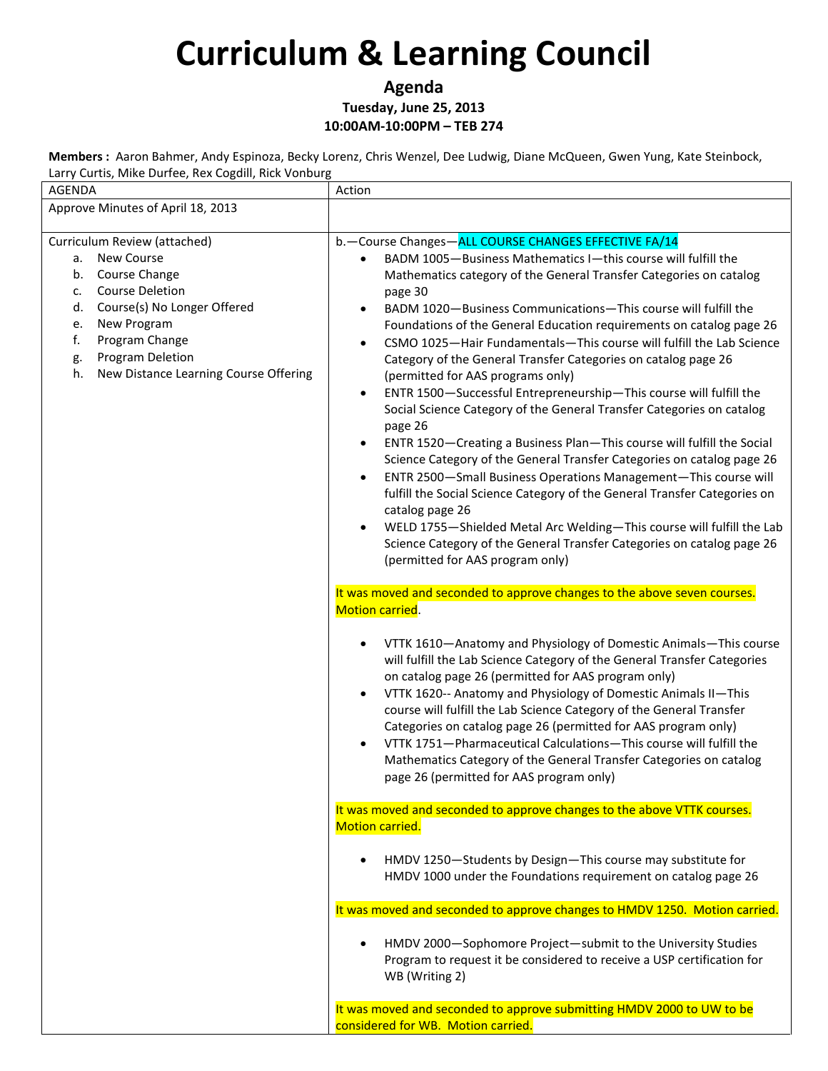# Curriculum & Learning Council

**Agenda**

**Tuesday, June 25, 2013**

**10:00AM-10:00PM – TEB 274**

**Members :** Aaron Bahmer, Andy Espinoza, Becky Lorenz, Chris Wenzel, Dee Ludwig, Diane McQueen, Gwen Yung, Kate Steinbock, Larry Curtis, Mike Durfee, Rex Cogdill, Rick Vonburg

| AGENDA | Action |
|---|---|
| Approve Minutes of April 18, 2013 | |
| Curriculum Review (attached)<br>a. New Course<br>b. Course Change<br>c. Course Deletion<br>d. Course(s) No Longer Offered<br>e. New Program<br>f. Program Change<br>g. Program Deletion<br>h. New Distance Learning Course Offering | b.—Course Changes—ALL COURSE CHANGES EFFECTIVE FA/14<br>• BADM 1005—Business Mathematics I—this course will fulfill the Mathematics category of the General Transfer Categories on catalog page 30<br>• BADM 1020—Business Communications—This course will fulfill the Foundations of the General Education requirements on catalog page 26<br>• CSMO 1025—Hair Fundamentals—This course will fulfill the Lab Science Category of the General Transfer Categories on catalog page 26 (permitted for AAS programs only)<br>• ENTR 1500—Successful Entrepreneurship—This course will fulfill the Social Science Category of the General Transfer Categories on catalog page 26<br>• ENTR 1520—Creating a Business Plan—This course will fulfill the Social Science Category of the General Transfer Categories on catalog page 26<br>• ENTR 2500—Small Business Operations Management—This course will fulfill the Social Science Category of the General Transfer Categories on catalog page 26<br>• WELD 1755—Shielded Metal Arc Welding—This course will fulfill the Lab Science Category of the General Transfer Categories on catalog page 26 (permitted for AAS program only)<br><br>It was moved and seconded to approve changes to the above seven courses. Motion carried.<br><br>• VTTK 1610—Anatomy and Physiology of Domestic Animals—This course will fulfill the Lab Science Category of the General Transfer Categories on catalog page 26 (permitted for AAS program only)<br>• VTTK 1620-- Anatomy and Physiology of Domestic Animals II—This course will fulfill the Lab Science Category of the General Transfer Categories on catalog page 26 (permitted for AAS program only)<br>• VTTK 1751—Pharmaceutical Calculations—This course will fulfill the Mathematics Category of the General Transfer Categories on catalog page 26 (permitted for AAS program only)<br><br>It was moved and seconded to approve changes to the above VTTK courses. Motion carried.<br><br>• HMDV 1250—Students by Design—This course may substitute for HMDV 1000 under the Foundations requirement on catalog page 26<br><br>It was moved and seconded to approve changes to HMDV 1250. Motion carried.<br><br>• HMDV 2000—Sophomore Project—submit to the University Studies Program to request it be considered to receive a USP certification for WB (Writing 2)<br><br>It was moved and seconded to approve submitting HMDV 2000 to UW to be considered for WB. Motion carried. |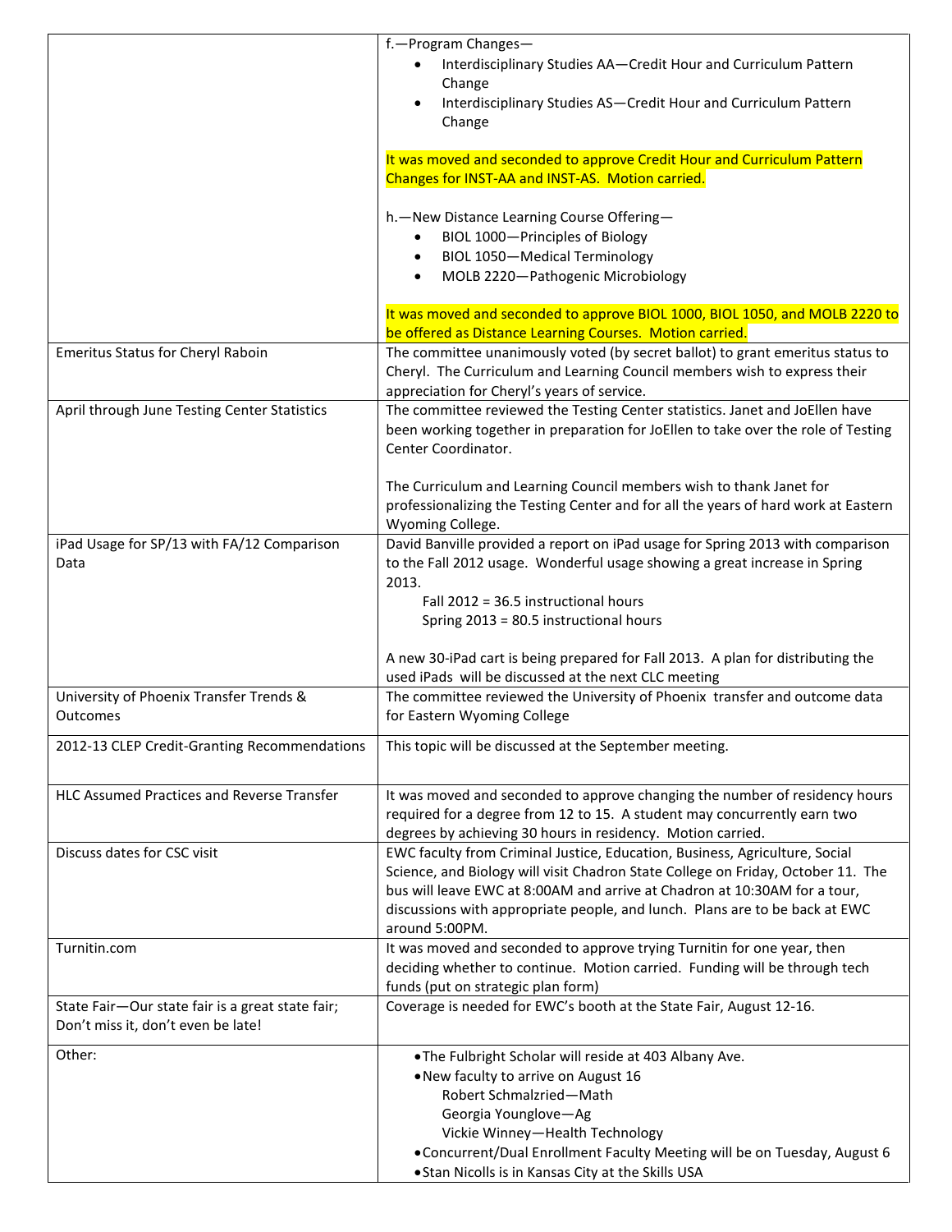| | |
|---|---|
| | f.—Program Changes—<br>• Interdisciplinary Studies AA—Credit Hour and Curriculum Pattern Change<br>• Interdisciplinary Studies AS—Credit Hour and Curriculum Pattern Change<br><br>It was moved and seconded to approve Credit Hour and Curriculum Pattern Changes for INST-AA and INST-AS. Motion carried.<br><br>h.—New Distance Learning Course Offering—<br>• BIOL 1000—Principles of Biology<br>• BIOL 1050—Medical Terminology<br>• MOLB 2220—Pathogenic Microbiology<br><br>It was moved and seconded to approve BIOL 1000, BIOL 1050, and MOLB 2220 to be offered as Distance Learning Courses. Motion carried. |
| Emeritus Status for Cheryl Raboin | The committee unanimously voted (by secret ballot) to grant emeritus status to Cheryl. The Curriculum and Learning Council members wish to express their appreciation for Cheryl's years of service. |
| April through June Testing Center Statistics | The committee reviewed the Testing Center statistics. Janet and JoEllen have been working together in preparation for JoEllen to take over the role of Testing Center Coordinator.<br><br>The Curriculum and Learning Council members wish to thank Janet for professionalizing the Testing Center and for all the years of hard work at Eastern Wyoming College. |
| iPad Usage for SP/13 with FA/12 Comparison Data | David Banville provided a report on iPad usage for Spring 2013 with comparison to the Fall 2012 usage. Wonderful usage showing a great increase in Spring 2013.<br>Fall 2012 = 36.5 instructional hours<br>Spring 2013 = 80.5 instructional hours<br><br>A new 30-iPad cart is being prepared for Fall 2013. A plan for distributing the used iPads will be discussed at the next CLC meeting |
| University of Phoenix Transfer Trends & Outcomes | The committee reviewed the University of Phoenix transfer and outcome data for Eastern Wyoming College |
| 2012-13 CLEP Credit-Granting Recommendations | This topic will be discussed at the September meeting. |
| HLC Assumed Practices and Reverse Transfer | It was moved and seconded to approve changing the number of residency hours required for a degree from 12 to 15. A student may concurrently earn two degrees by achieving 30 hours in residency. Motion carried. |
| Discuss dates for CSC visit | EWC faculty from Criminal Justice, Education, Business, Agriculture, Social Science, and Biology will visit Chadron State College on Friday, October 11. The bus will leave EWC at 8:00AM and arrive at Chadron at 10:30AM for a tour, discussions with appropriate people, and lunch. Plans are to be back at EWC around 5:00PM. |
| Turnitin.com | It was moved and seconded to approve trying Turnitin for one year, then deciding whether to continue. Motion carried. Funding will be through tech funds (put on strategic plan form) |
| State Fair—Our state fair is a great state fair; Don't miss it, don't even be late! | Coverage is needed for EWC's booth at the State Fair, August 12-16. |
| Other: | • The Fulbright Scholar will reside at 403 Albany Ave.<br>• New faculty to arrive on August 16<br>Robert Schmalzried—Math<br>Georgia Younglove—Ag<br>Vickie Winney—Health Technology<br>• Concurrent/Dual Enrollment Faculty Meeting will be on Tuesday, August 6<br>• Stan Nicolls is in Kansas City at the Skills USA |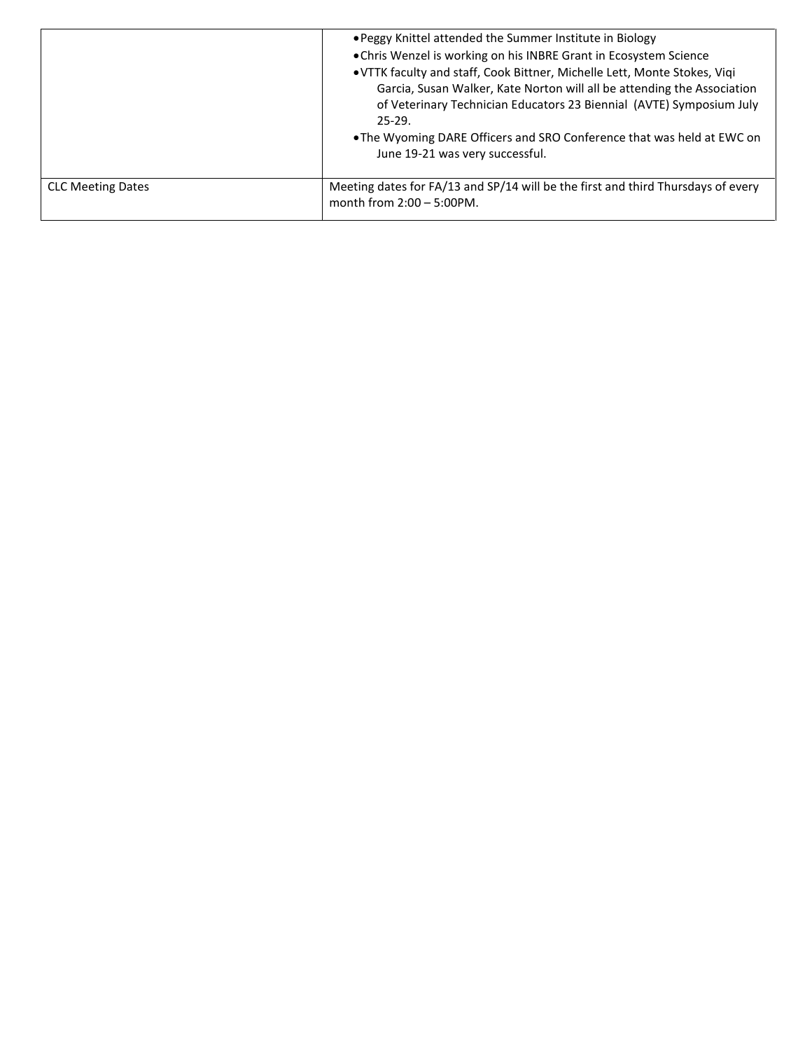| | |
|---|---|
| | • Peggy Knittel attended the Summer Institute in Biology<br>• Chris Wenzel is working on his INBRE Grant in Ecosystem Science<br>• VTTK faculty and staff, Cook Bittner, Michelle Lett, Monte Stokes, Viqi Garcia, Susan Walker, Kate Norton will all be attending the Association of Veterinary Technician Educators 23 Biennial (AVTE) Symposium July 25-29.<br>• The Wyoming DARE Officers and SRO Conference that was held at EWC on June 19-21 was very successful. |
| CLC Meeting Dates | Meeting dates for FA/13 and SP/14 will be the first and third Thursdays of every month from 2:00 – 5:00PM. |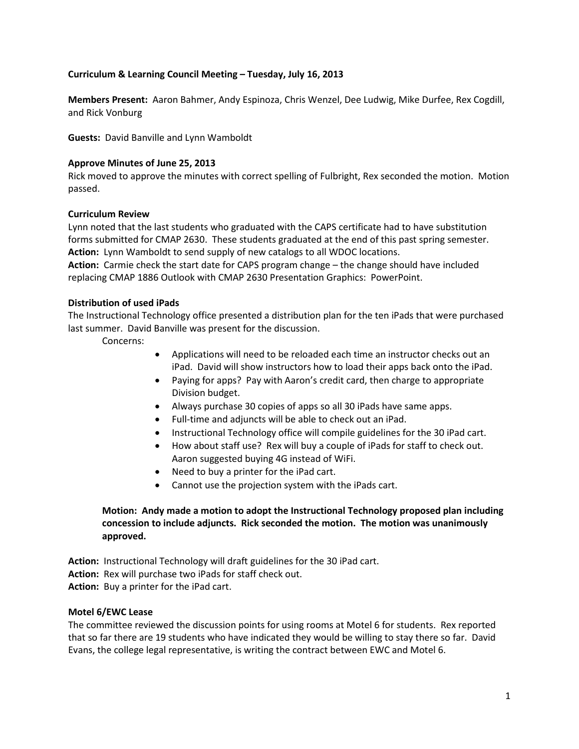**Curriculum & Learning Council Meeting – Tuesday, July 16, 2013**

**Members Present:** Aaron Bahmer, Andy Espinoza, Chris Wenzel, Dee Ludwig, Mike Durfee, Rex Cogdill, and Rick Vonburg

**Guests:** David Banville and Lynn Wamboldt

**Approve Minutes of June 25, 2013**

Rick moved to approve the minutes with correct spelling of Fulbright, Rex seconded the motion. Motion passed.

**Curriculum Review**

Lynn noted that the last students who graduated with the CAPS certificate had to have substitution forms submitted for CMAP 2630. These students graduated at the end of this past spring semester.

**Action:** Lynn Wamboldt to send supply of new catalogs to all WDOC locations.

**Action:** Carmie check the start date for CAPS program change – the change should have included replacing CMAP 1886 Outlook with CMAP 2630 Presentation Graphics: PowerPoint.

**Distribution of used iPads**

The Instructional Technology office presented a distribution plan for the ten iPads that were purchased last summer. David Banville was present for the discussion.

Concerns:

- Applications will need to be reloaded each time an instructor checks out an iPad. David will show instructors how to load their apps back onto the iPad.
- Paying for apps? Pay with Aaron's credit card, then charge to appropriate Division budget.
- Always purchase 30 copies of apps so all 30 iPads have same apps.
- Full-time and adjuncts will be able to check out an iPad.
- Instructional Technology office will compile guidelines for the 30 iPad cart.
- How about staff use? Rex will buy a couple of iPads for staff to check out. Aaron suggested buying 4G instead of WiFi.
- Need to buy a printer for the iPad cart.
- Cannot use the projection system with the iPads cart.

**Motion: Andy made a motion to adopt the Instructional Technology proposed plan including concession to include adjuncts. Rick seconded the motion. The motion was unanimously approved.**

**Action:** Instructional Technology will draft guidelines for the 30 iPad cart.

**Action:** Rex will purchase two iPads for staff check out.

**Action:** Buy a printer for the iPad cart.

**Motel 6/EWC Lease**

The committee reviewed the discussion points for using rooms at Motel 6 for students. Rex reported that so far there are 19 students who have indicated they would be willing to stay there so far. David Evans, the college legal representative, is writing the contract between EWC and Motel 6.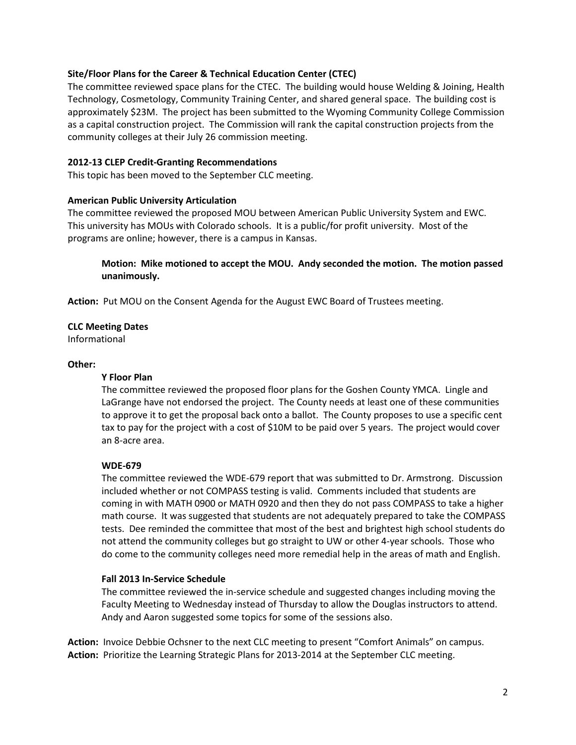**Site/Floor Plans for the Career & Technical Education Center (CTEC)**

The committee reviewed space plans for the CTEC. The building would house Welding & Joining, Health Technology, Cosmetology, Community Training Center, and shared general space. The building cost is approximately $23M. The project has been submitted to the Wyoming Community College Commission as a capital construction project. The Commission will rank the capital construction projects from the community colleges at their July 26 commission meeting.

**2012-13 CLEP Credit-Granting Recommendations**

This topic has been moved to the September CLC meeting.

**American Public University Articulation**

The committee reviewed the proposed MOU between American Public University System and EWC. This university has MOUs with Colorado schools. It is a public/for profit university. Most of the programs are online; however, there is a campus in Kansas.

> **Motion: Mike motioned to accept the MOU. Andy seconded the motion. The motion passed unanimously.**

**Action:** Put MOU on the Consent Agenda for the August EWC Board of Trustees meeting.

**CLC Meeting Dates**

Informational

**Other:**

**Y Floor Plan**

The committee reviewed the proposed floor plans for the Goshen County YMCA. Lingle and LaGrange have not endorsed the project. The County needs at least one of these communities to approve it to get the proposal back onto a ballot. The County proposes to use a specific cent tax to pay for the project with a cost of $10M to be paid over 5 years. The project would cover an 8-acre area.

**WDE-679**

The committee reviewed the WDE-679 report that was submitted to Dr. Armstrong. Discussion included whether or not COMPASS testing is valid. Comments included that students are coming in with MATH 0900 or MATH 0920 and then they do not pass COMPASS to take a higher math course. It was suggested that students are not adequately prepared to take the COMPASS tests. Dee reminded the committee that most of the best and brightest high school students do not attend the community colleges but go straight to UW or other 4-year schools. Those who do come to the community colleges need more remedial help in the areas of math and English.

**Fall 2013 In-Service Schedule**

The committee reviewed the in-service schedule and suggested changes including moving the Faculty Meeting to Wednesday instead of Thursday to allow the Douglas instructors to attend. Andy and Aaron suggested some topics for some of the sessions also.

**Action:** Invoice Debbie Ochsner to the next CLC meeting to present "Comfort Animals" on campus.
**Action:** Prioritize the Learning Strategic Plans for 2013-2014 at the September CLC meeting.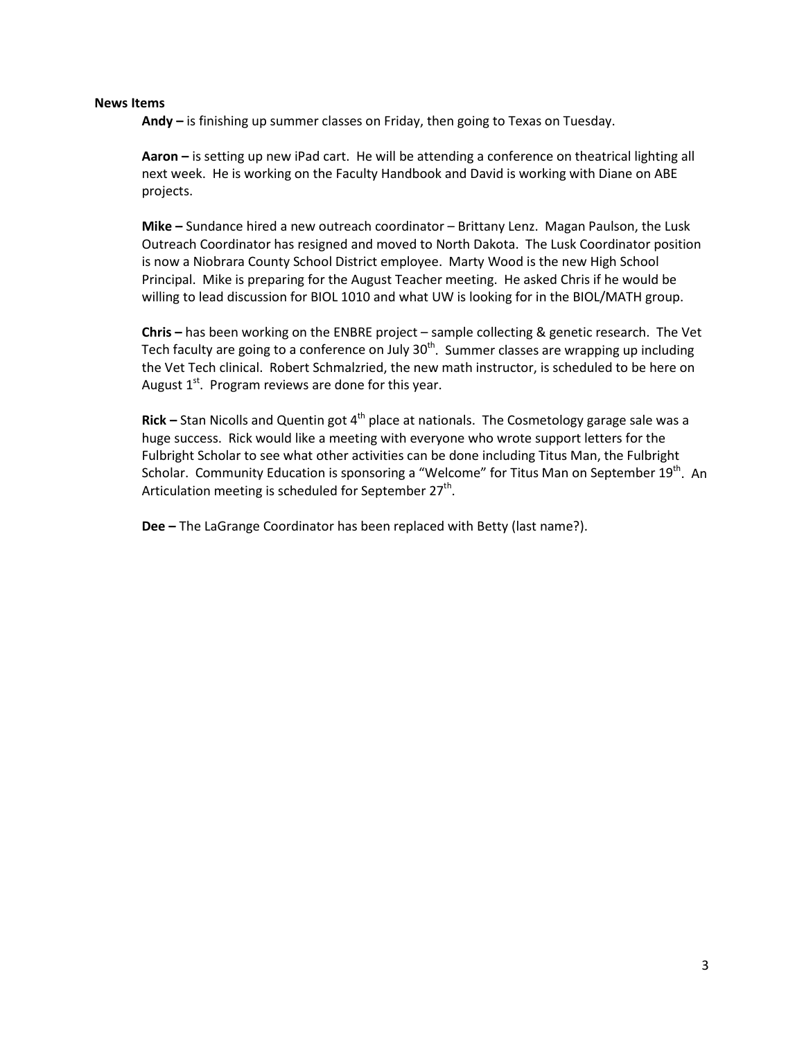**News Items**

**Andy –** is finishing up summer classes on Friday, then going to Texas on Tuesday.

**Aaron –** is setting up new iPad cart. He will be attending a conference on theatrical lighting all next week. He is working on the Faculty Handbook and David is working with Diane on ABE projects.

**Mike –** Sundance hired a new outreach coordinator – Brittany Lenz. Magan Paulson, the Lusk Outreach Coordinator has resigned and moved to North Dakota. The Lusk Coordinator position is now a Niobrara County School District employee. Marty Wood is the new High School Principal. Mike is preparing for the August Teacher meeting. He asked Chris if he would be willing to lead discussion for BIOL 1010 and what UW is looking for in the BIOL/MATH group.

**Chris –** has been working on the ENBRE project – sample collecting & genetic research. The Vet Tech faculty are going to a conference on July 30th. Summer classes are wrapping up including the Vet Tech clinical. Robert Schmalzried, the new math instructor, is scheduled to be here on August 1st. Program reviews are done for this year.

**Rick –** Stan Nicolls and Quentin got 4th place at nationals. The Cosmetology garage sale was a huge success. Rick would like a meeting with everyone who wrote support letters for the Fulbright Scholar to see what other activities can be done including Titus Man, the Fulbright Scholar. Community Education is sponsoring a "Welcome" for Titus Man on September 19th. An Articulation meeting is scheduled for September 27th.

**Dee –** The LaGrange Coordinator has been replaced with Betty (last name?).